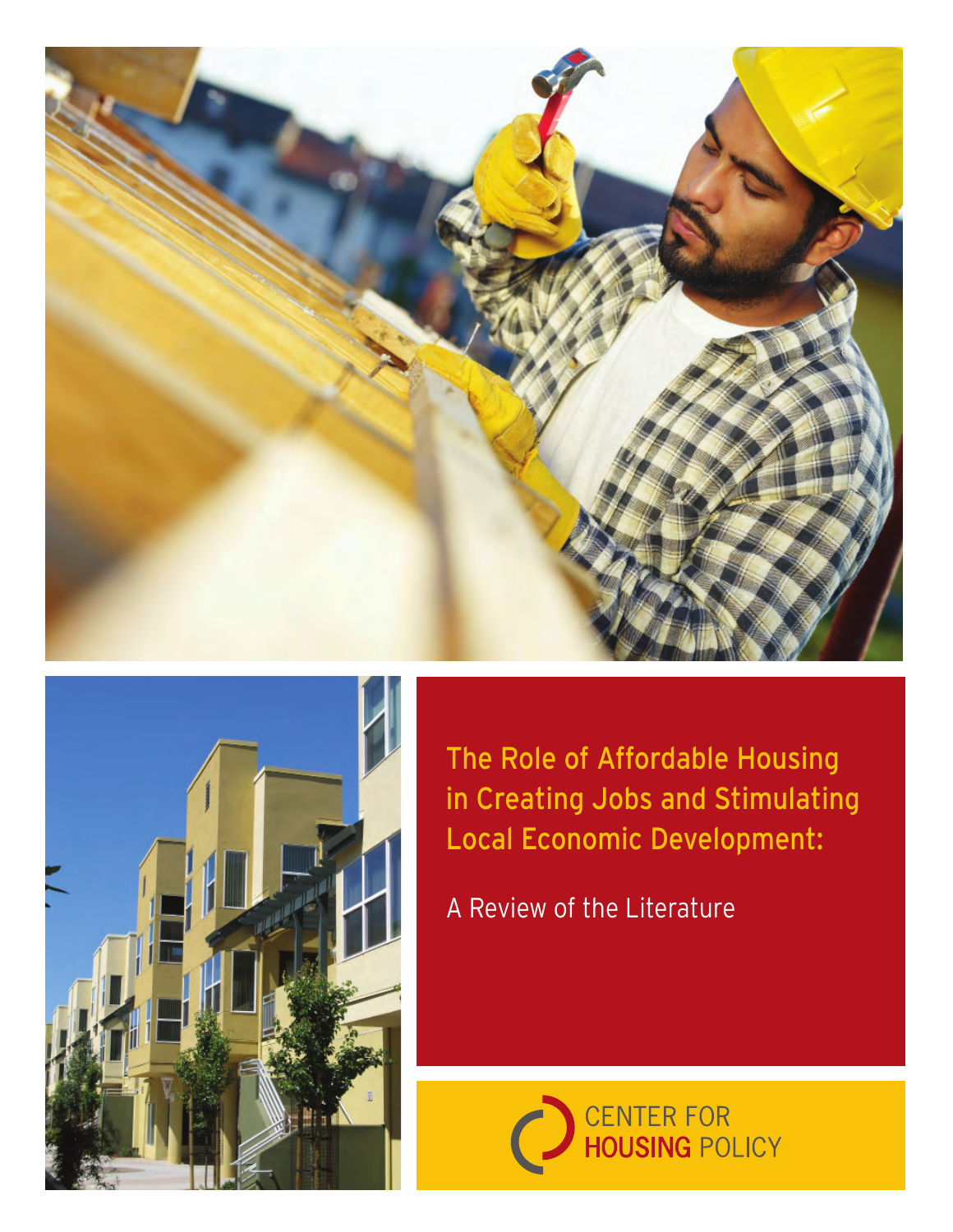# The Role of Affordable Housing in Creating Jobs and Stimulating Local Economic Development:

A Review of the Literature

CENTER FOR HOUSING POLICY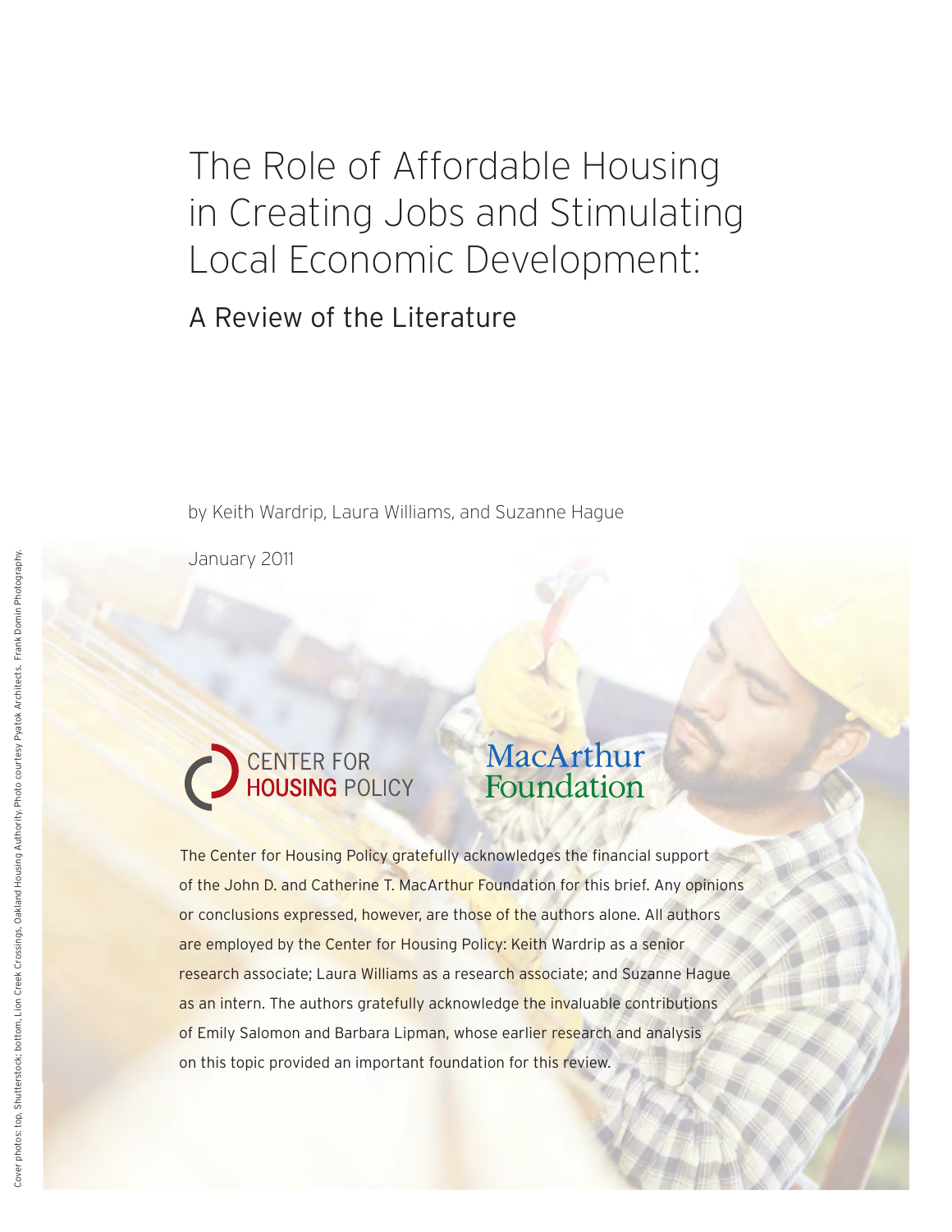# The Role of Affordable Housing in Creating Jobs and Stimulating Local Economic Development:

## A Review of the Literature

by Keith Wardrip, Laura Williams, and Suzanne Hague

January 2011

Cover photos: top, Shutterstock; bottom, Lion Creek Crossings, Oakland Housing Authority. Photo courtesy Pyatok Architects. Frank Domin Photography.

CENTER FOR HOUSING POLICY

MacArthur Foundation

The Center for Housing Policy gratefully acknowledges the financial support of the John D. and Catherine T. MacArthur Foundation for this brief. Any opinions or conclusions expressed, however, are those of the authors alone. All authors are employed by the Center for Housing Policy: Keith Wardrip as a senior research associate; Laura Williams as a research associate; and Suzanne Hague as an intern. The authors gratefully acknowledge the invaluable contributions of Emily Salomon and Barbara Lipman, whose earlier research and analysis on this topic provided an important foundation for this review.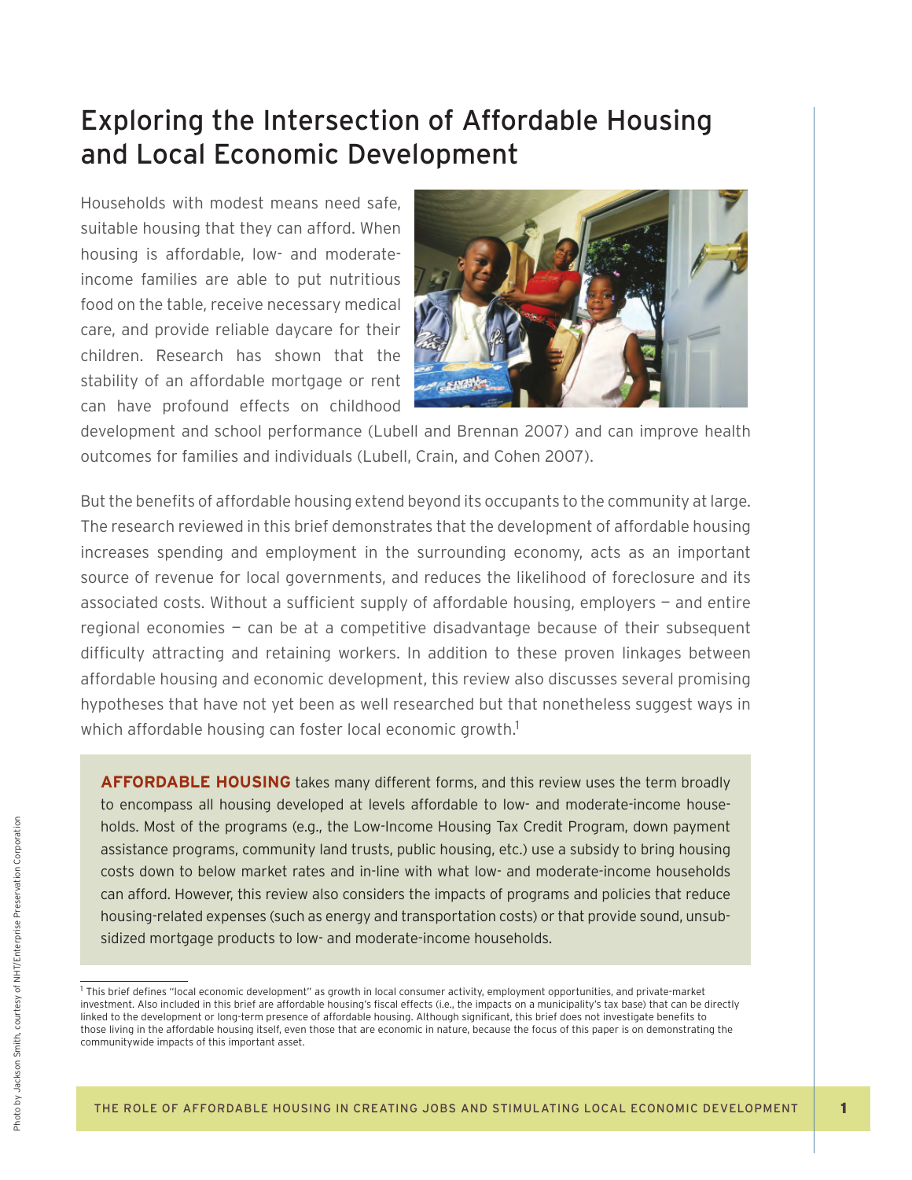# Exploring the Intersection of Affordable Housing and Local Economic Development

Households with modest means need safe, suitable housing that they can afford. When housing is affordable, low- and moderate-income families are able to put nutritious food on the table, receive necessary medical care, and provide reliable daycare for their children. Research has shown that the stability of an affordable mortgage or rent can have profound effects on childhood development and school performance (Lubell and Brennan 2007) and can improve health outcomes for families and individuals (Lubell, Crain, and Cohen 2007).

But the benefits of affordable housing extend beyond its occupants to the community at large. The research reviewed in this brief demonstrates that the development of affordable housing increases spending and employment in the surrounding economy, acts as an important source of revenue for local governments, and reduces the likelihood of foreclosure and its associated costs. Without a sufficient supply of affordable housing, employers — and entire regional economies — can be at a competitive disadvantage because of their subsequent difficulty attracting and retaining workers. In addition to these proven linkages between affordable housing and economic development, this review also discusses several promising hypotheses that have not yet been as well researched but that nonetheless suggest ways in which affordable housing can foster local economic growth.[1]

**AFFORDABLE HOUSING** takes many different forms, and this review uses the term broadly to encompass all housing developed at levels affordable to low- and moderate-income households. Most of the programs (e.g., the Low-Income Housing Tax Credit Program, down payment assistance programs, community land trusts, public housing, etc.) use a subsidy to bring housing costs down to below market rates and in-line with what low- and moderate-income households can afford. However, this review also considers the impacts of programs and policies that reduce housing-related expenses (such as energy and transportation costs) or that provide sound, unsubsidized mortgage products to low- and moderate-income households.

[1] This brief defines "local economic development" as growth in local consumer activity, employment opportunities, and private-market investment. Also included in this brief are affordable housing's fiscal effects (i.e., the impacts on a municipality's tax base) that can be directly linked to the development or long-term presence of affordable housing. Although significant, this brief does not investigate benefits to those living in the affordable housing itself, even those that are economic in nature, because the focus of this paper is on demonstrating the communitywide impacts of this important asset.

Photo by Jackson Smith, courtesy of NHT/Enterprise Preservation Corporation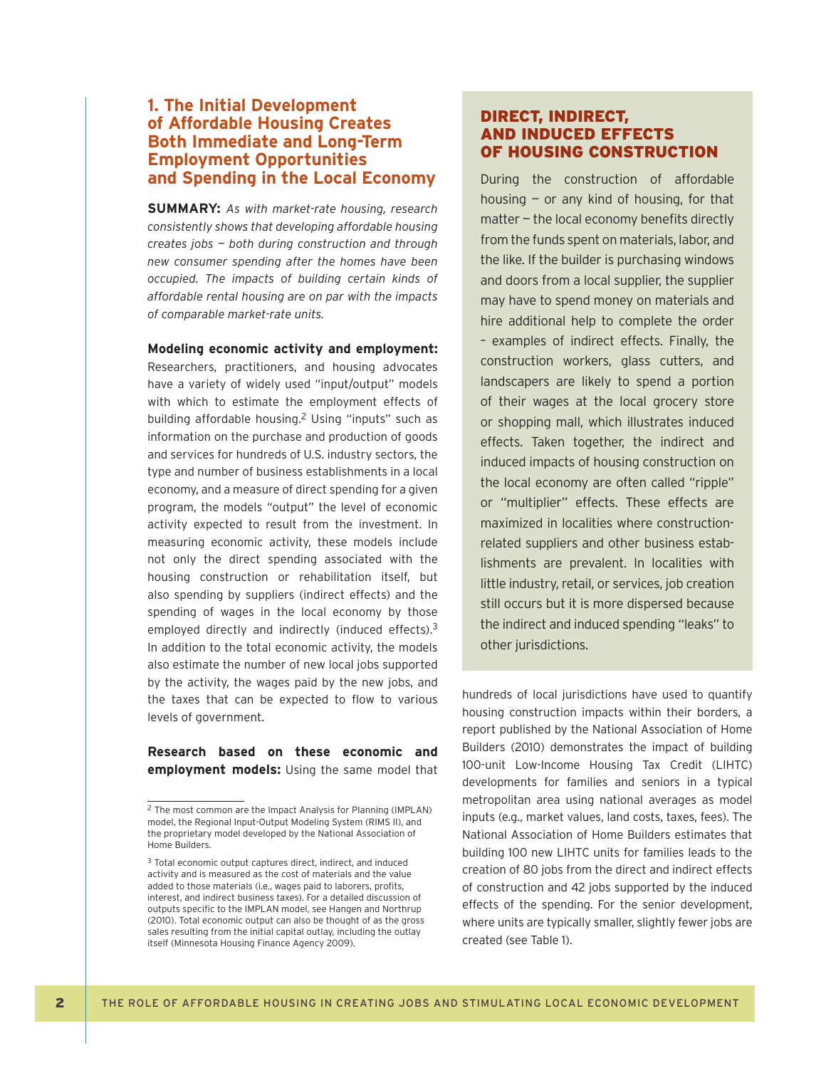## 1. The Initial Development of Affordable Housing Creates Both Immediate and Long-Term Employment Opportunities and Spending in the Local Economy

**SUMMARY:** *As with market-rate housing, research consistently shows that developing affordable housing creates jobs — both during construction and through new consumer spending after the homes have been occupied. The impacts of building certain kinds of affordable rental housing are on par with the impacts of comparable market-rate units.*

**Modeling economic activity and employment:** Researchers, practitioners, and housing advocates have a variety of widely used "input/output" models with which to estimate the employment effects of building affordable housing.[2] Using "inputs" such as information on the purchase and production of goods and services for hundreds of U.S. industry sectors, the type and number of business establishments in a local economy, and a measure of direct spending for a given program, the models "output" the level of economic activity expected to result from the investment. In measuring economic activity, these models include not only the direct spending associated with the housing construction or rehabilitation itself, but also spending by suppliers (indirect effects) and the spending of wages in the local economy by those employed directly and indirectly (induced effects).[3] In addition to the total economic activity, the models also estimate the number of new local jobs supported by the activity, the wages paid by the new jobs, and the taxes that can be expected to flow to various levels of government.

**Research based on these economic and employment models:** Using the same model that hundreds of local jurisdictions have used to quantify housing construction impacts within their borders, a report published by the National Association of Home Builders (2010) demonstrates the impact of building 100-unit Low-Income Housing Tax Credit (LIHTC) developments for families and seniors in a typical metropolitan area using national averages as model inputs (e.g., market values, land costs, taxes, fees). The National Association of Home Builders estimates that building 100 new LIHTC units for families leads to the creation of 80 jobs from the direct and indirect effects of construction and 42 jobs supported by the induced effects of the spending. For the senior development, where units are typically smaller, slightly fewer jobs are created (see Table 1).

### DIRECT, INDIRECT, AND INDUCED EFFECTS OF HOUSING CONSTRUCTION

During the construction of affordable housing — or any kind of housing, for that matter — the local economy benefits directly from the funds spent on materials, labor, and the like. If the builder is purchasing windows and doors from a local supplier, the supplier may have to spend money on materials and hire additional help to complete the order – examples of indirect effects. Finally, the construction workers, glass cutters, and landscapers are likely to spend a portion of their wages at the local grocery store or shopping mall, which illustrates induced effects. Taken together, the indirect and induced impacts of housing construction on the local economy are often called "ripple" or "multiplier" effects. These effects are maximized in localities where construction-related suppliers and other business establishments are prevalent. In localities with little industry, retail, or services, job creation still occurs but it is more dispersed because the indirect and induced spending "leaks" to other jurisdictions.

---

[2] The most common are the Impact Analysis for Planning (IMPLAN) model, the Regional Input-Output Modeling System (RIMS II), and the proprietary model developed by the National Association of Home Builders.

[3] Total economic output captures direct, indirect, and induced activity and is measured as the cost of materials and the value added to those materials (i.e., wages paid to laborers, profits, interest, and indirect business taxes). For a detailed discussion of outputs specific to the IMPLAN model, see Hangen and Northrup (2010). Total economic output can also be thought of as the gross sales resulting from the initial capital outlay, including the outlay itself (Minnesota Housing Finance Agency 2009).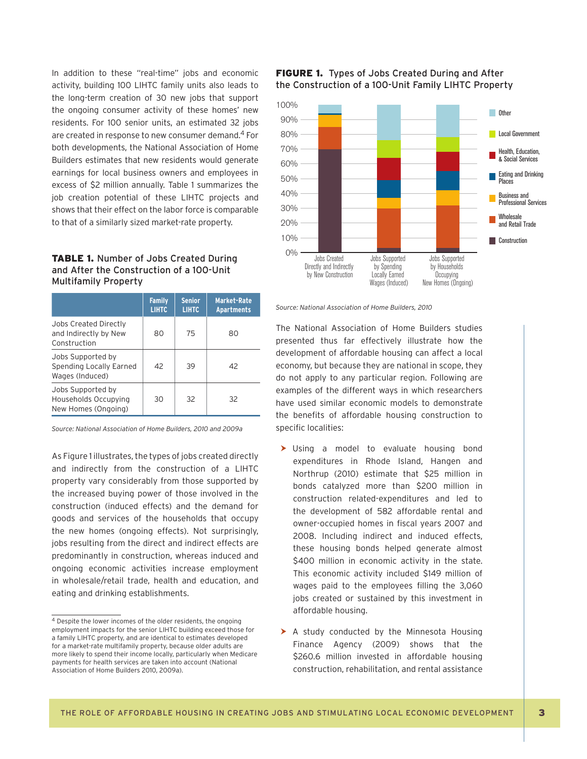In addition to these "real-time" jobs and economic activity, building 100 LIHTC family units also leads to the long-term creation of 30 new jobs that support the ongoing consumer activity of these homes' new residents. For 100 senior units, an estimated 32 jobs are created in response to new consumer demand.[4] For both developments, the National Association of Home Builders estimates that new residents would generate earnings for local business owners and employees in excess of $2 million annually. Table 1 summarizes the job creation potential of these LIHTC projects and shows that their effect on the labor force is comparable to that of a similarly sized market-rate property.

**TABLE 1.** Number of Jobs Created During and After the Construction of a 100-Unit Multifamily Property

| | Family LIHTC | Senior LIHTC | Market-Rate Apartments |
|---|---|---|---|
| Jobs Created Directly and Indirectly by New Construction | 80 | 75 | 80 |
| Jobs Supported by Spending Locally Earned Wages (Induced) | 42 | 39 | 42 |
| Jobs Supported by Households Occupying New Homes (Ongoing) | 30 | 32 | 32 |

*Source: National Association of Home Builders, 2010 and 2009a*

As Figure 1 illustrates, the types of jobs created directly and indirectly from the construction of a LIHTC property vary considerably from those supported by the increased buying power of those involved in the construction (induced effects) and the demand for goods and services of the households that occupy the new homes (ongoing effects). Not surprisingly, jobs resulting from the direct and indirect effects are predominantly in construction, whereas induced and ongoing economic activities increase employment in wholesale/retail trade, health and education, and eating and drinking establishments.

[4] Despite the lower incomes of the older residents, the ongoing employment impacts for the senior LIHTC building exceed those for a family LIHTC property, and are identical to estimates developed for a market-rate multifamily property, because older adults are more likely to spend their income locally, particularly when Medicare payments for health services are taken into account (National Association of Home Builders 2010, 2009a).

**FIGURE 1.** Types of Jobs Created During and After the Construction of a 100-Unit Family LIHTC Property

*Source: National Association of Home Builders, 2010*

The National Association of Home Builders studies presented thus far effectively illustrate how the development of affordable housing can affect a local economy, but because they are national in scope, they do not apply to any particular region. Following are examples of the different ways in which researchers have used similar economic models to demonstrate the benefits of affordable housing construction to specific localities:

- Using a model to evaluate housing bond expenditures in Rhode Island, Hangen and Northrup (2010) estimate that $25 million in bonds catalyzed more than $200 million in construction related-expenditures and led to the development of 582 affordable rental and owner-occupied homes in fiscal years 2007 and 2008. Including indirect and induced effects, these housing bonds helped generate almost $400 million in economic activity in the state. This economic activity included $149 million of wages paid to the employees filling the 3,060 jobs created or sustained by this investment in affordable housing.

- A study conducted by the Minnesota Housing Finance Agency (2009) shows that the $260.6 million invested in affordable housing construction, rehabilitation, and rental assistance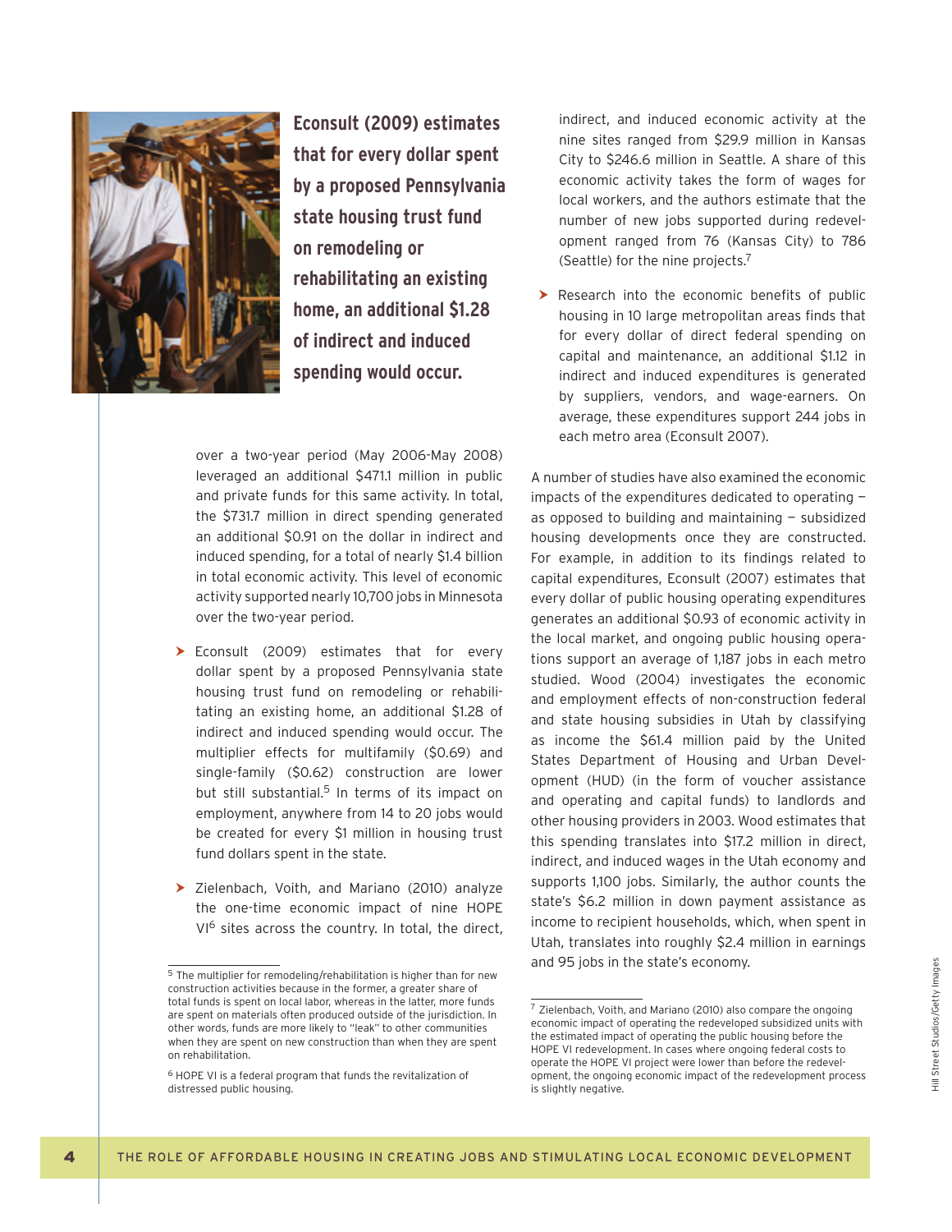**Econsult (2009) estimates that for every dollar spent by a proposed Pennsylvania state housing trust fund on remodeling or rehabilitating an existing home, an additional $1.28 of indirect and induced spending would occur.**

over a two-year period (May 2006-May 2008) leveraged an additional $471.1 million in public and private funds for this same activity. In total, the $731.7 million in direct spending generated an additional $0.91 on the dollar in indirect and induced spending, for a total of nearly $1.4 billion in total economic activity. This level of economic activity supported nearly 10,700 jobs in Minnesota over the two-year period.

- Econsult (2009) estimates that for every dollar spent by a proposed Pennsylvania state housing trust fund on remodeling or rehabilitating an existing home, an additional $1.28 of indirect and induced spending would occur. The multiplier effects for multifamily ($0.69) and single-family ($0.62) construction are lower but still substantial.[5] In terms of its impact on employment, anywhere from 14 to 20 jobs would be created for every $1 million in housing trust fund dollars spent in the state.

- Zielenbach, Voith, and Mariano (2010) analyze the one-time economic impact of nine HOPE VI[6] sites across the country. In total, the direct, indirect, and induced economic activity at the nine sites ranged from $29.9 million in Kansas City to $246.6 million in Seattle. A share of this economic activity takes the form of wages for local workers, and the authors estimate that the number of new jobs supported during redevelopment ranged from 76 (Kansas City) to 786 (Seattle) for the nine projects.[7]

- Research into the economic benefits of public housing in 10 large metropolitan areas finds that for every dollar of direct federal spending on capital and maintenance, an additional $1.12 in indirect and induced expenditures is generated by suppliers, vendors, and wage-earners. On average, these expenditures support 244 jobs in each metro area (Econsult 2007).

A number of studies have also examined the economic impacts of the expenditures dedicated to operating — as opposed to building and maintaining — subsidized housing developments once they are constructed. For example, in addition to its findings related to capital expenditures, Econsult (2007) estimates that every dollar of public housing operating expenditures generates an additional $0.93 of economic activity in the local market, and ongoing public housing operations support an average of 1,187 jobs in each metro studied. Wood (2004) investigates the economic and employment effects of non-construction federal and state housing subsidies in Utah by classifying as income the $61.4 million paid by the United States Department of Housing and Urban Development (HUD) (in the form of voucher assistance and operating and capital funds) to landlords and other housing providers in 2003. Wood estimates that this spending translates into $17.2 million in direct, indirect, and induced wages in the Utah economy and supports 1,100 jobs. Similarly, the author counts the state's $6.2 million in down payment assistance as income to recipient households, which, when spent in Utah, translates into roughly $2.4 million in earnings and 95 jobs in the state's economy.

---

[5] The multiplier for remodeling/rehabilitation is higher than for new construction activities because in the former, a greater share of total funds is spent on local labor, whereas in the latter, more funds are spent on materials often produced outside of the jurisdiction. In other words, funds are more likely to "leak" to other communities when they are spent on new construction than when they are spent on rehabilitation.

[6] HOPE VI is a federal program that funds the revitalization of distressed public housing.

[7] Zielenbach, Voith, and Mariano (2010) also compare the ongoing economic impact of operating the redeveloped subsidized units with the estimated impact of operating the public housing before the HOPE VI redevelopment. In cases where ongoing federal costs to operate the HOPE VI project were lower than before the redevelopment, the ongoing economic impact of the redevelopment process is slightly negative.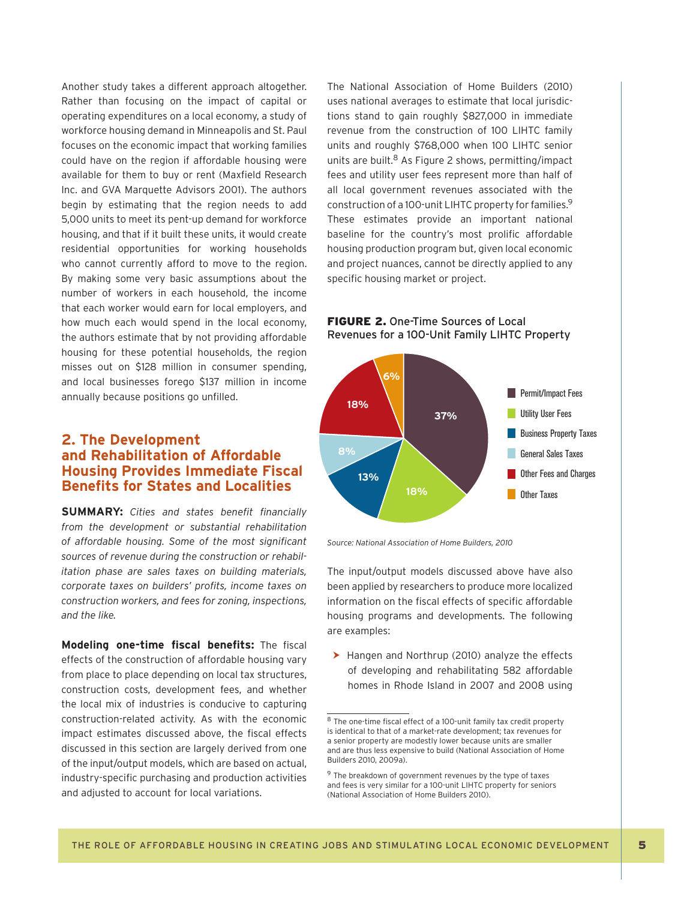Another study takes a different approach altogether. Rather than focusing on the impact of capital or operating expenditures on a local economy, a study of workforce housing demand in Minneapolis and St. Paul focuses on the economic impact that working families could have on the region if affordable housing were available for them to buy or rent (Maxfield Research Inc. and GVA Marquette Advisors 2001). The authors begin by estimating that the region needs to add 5,000 units to meet its pent-up demand for workforce housing, and that if it built these units, it would create residential opportunities for working households who cannot currently afford to move to the region. By making some very basic assumptions about the number of workers in each household, the income that each worker would earn for local employers, and how much each would spend in the local economy, the authors estimate that by not providing affordable housing for these potential households, the region misses out on $128 million in consumer spending, and local businesses forego $137 million in income annually because positions go unfilled.

## 2. The Development and Rehabilitation of Affordable Housing Provides Immediate Fiscal Benefits for States and Localities

**SUMMARY:** *Cities and states benefit financially from the development or substantial rehabilitation of affordable housing. Some of the most significant sources of revenue during the construction or rehabilitation phase are sales taxes on building materials, corporate taxes on builders' profits, income taxes on construction workers, and fees for zoning, inspections, and the like.*

**Modeling one-time fiscal benefits:** The fiscal effects of the construction of affordable housing vary from place to place depending on local tax structures, construction costs, development fees, and whether the local mix of industries is conducive to capturing construction-related activity. As with the economic impact estimates discussed above, the fiscal effects discussed in this section are largely derived from one of the input/output models, which are based on actual, industry-specific purchasing and production activities and adjusted to account for local variations.

The National Association of Home Builders (2010) uses national averages to estimate that local jurisdictions stand to gain roughly $827,000 in immediate revenue from the construction of 100 LIHTC family units and roughly $768,000 when 100 LIHTC senior units are built.[8] As Figure 2 shows, permitting/impact fees and utility user fees represent more than half of all local government revenues associated with the construction of a 100-unit LIHTC property for families.[9] These estimates provide an important national baseline for the country's most prolific affordable housing production program but, given local economic and project nuances, cannot be directly applied to any specific housing market or project.

**FIGURE 2.** One-Time Sources of Local Revenues for a 100-Unit Family LIHTC Property

| Source | Share |
|---|---|
| Permit/Impact Fees | 37% |
| Utility User Fees | 18% |
| Business Property Taxes | 13% |
| General Sales Taxes | 8% |
| Other Fees and Charges | 18% |
| Other Taxes | 6% |

*Source: National Association of Home Builders, 2010*

The input/output models discussed above have also been applied by researchers to produce more localized information on the fiscal effects of specific affordable housing programs and developments. The following are examples:

- Hangen and Northrup (2010) analyze the effects of developing and rehabilitating 582 affordable homes in Rhode Island in 2007 and 2008 using

---

[8] The one-time fiscal effect of a 100-unit family tax credit property is identical to that of a market-rate development; tax revenues for a senior property are modestly lower because units are smaller and are thus less expensive to build (National Association of Home Builders 2010, 2009a).

[9] The breakdown of government revenues by the type of taxes and fees is very similar for a 100-unit LIHTC property for seniors (National Association of Home Builders 2010).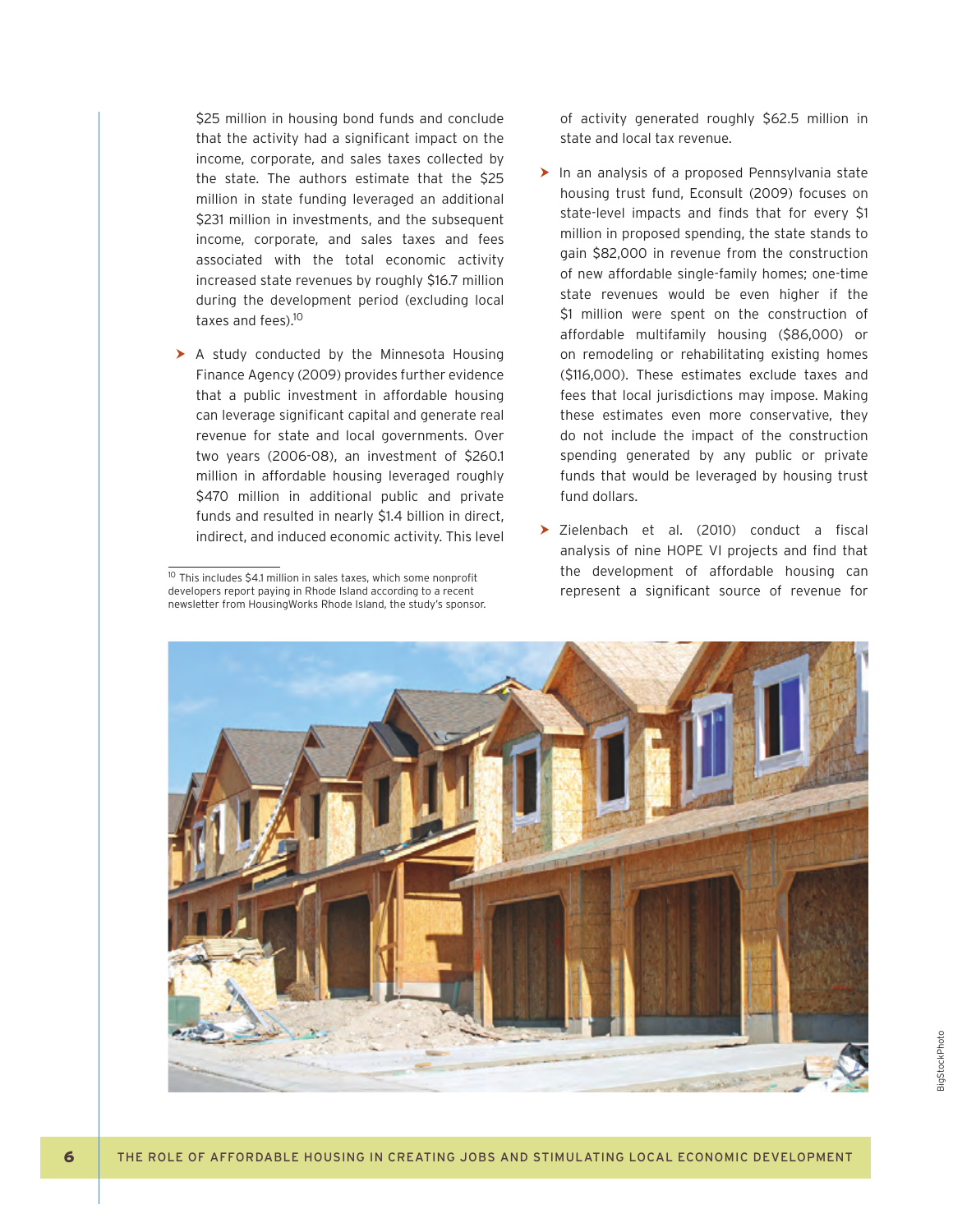$25 million in housing bond funds and conclude that the activity had a significant impact on the income, corporate, and sales taxes collected by the state. The authors estimate that the $25 million in state funding leveraged an additional $231 million in investments, and the subsequent income, corporate, and sales taxes and fees associated with the total economic activity increased state revenues by roughly $16.7 million during the development period (excluding local taxes and fees).[10]

- A study conducted by the Minnesota Housing Finance Agency (2009) provides further evidence that a public investment in affordable housing can leverage significant capital and generate real revenue for state and local governments. Over two years (2006-08), an investment of $260.1 million in affordable housing leveraged roughly $470 million in additional public and private funds and resulted in nearly $1.4 billion in direct, indirect, and induced economic activity. This level of activity generated roughly $62.5 million in state and local tax revenue.

- In an analysis of a proposed Pennsylvania state housing trust fund, Econsult (2009) focuses on state-level impacts and finds that for every $1 million in proposed spending, the state stands to gain $82,000 in revenue from the construction of new affordable single-family homes; one-time state revenues would be even higher if the $1 million were spent on the construction of affordable multifamily housing ($86,000) or on remodeling or rehabilitating existing homes ($116,000). These estimates exclude taxes and fees that local jurisdictions may impose. Making these estimates even more conservative, they do not include the impact of the construction spending generated by any public or private funds that would be leveraged by housing trust fund dollars.

- Zielenbach et al. (2010) conduct a fiscal analysis of nine HOPE VI projects and find that the development of affordable housing can represent a significant source of revenue for

[10] This includes $4.1 million in sales taxes, which some nonprofit developers report paying in Rhode Island according to a recent newsletter from HousingWorks Rhode Island, the study's sponsor.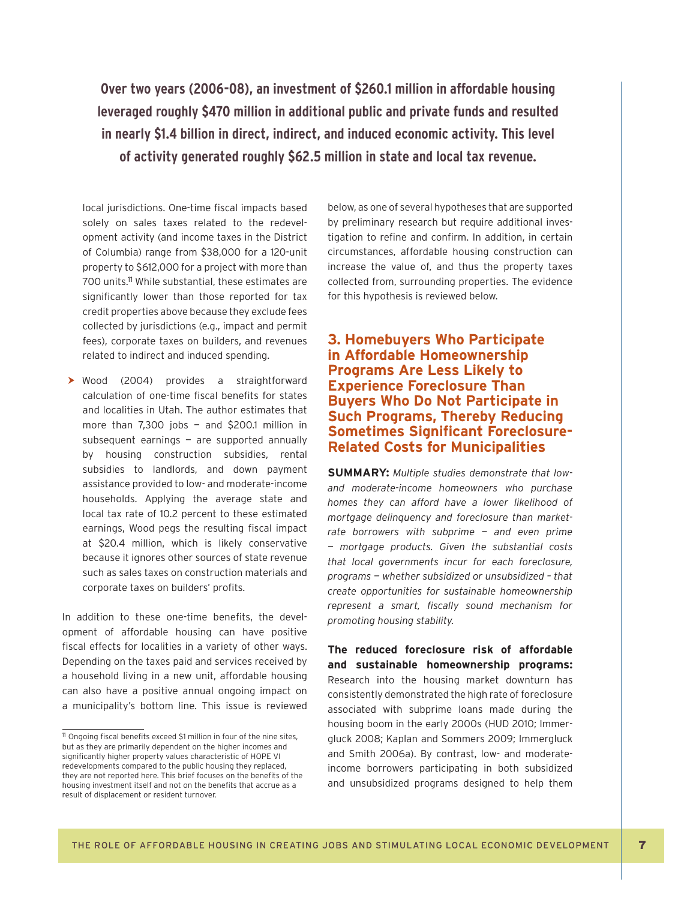**Over two years (2006-08), an investment of $260.1 million in affordable housing leveraged roughly $470 million in additional public and private funds and resulted in nearly $1.4 billion in direct, indirect, and induced economic activity. This level of activity generated roughly $62.5 million in state and local tax revenue.**

local jurisdictions. One-time fiscal impacts based solely on sales taxes related to the redevelopment activity (and income taxes in the District of Columbia) range from $38,000 for a 120-unit property to $612,000 for a project with more than 700 units.[11] While substantial, these estimates are significantly lower than those reported for tax credit properties above because they exclude fees collected by jurisdictions (e.g., impact and permit fees), corporate taxes on builders, and revenues related to indirect and induced spending.

- Wood (2004) provides a straightforward calculation of one-time fiscal benefits for states and localities in Utah. The author estimates that more than 7,300 jobs — and $200.1 million in subsequent earnings — are supported annually by housing construction subsidies, rental subsidies to landlords, and down payment assistance provided to low- and moderate-income households. Applying the average state and local tax rate of 10.2 percent to these estimated earnings, Wood pegs the resulting fiscal impact at $20.4 million, which is likely conservative because it ignores other sources of state revenue such as sales taxes on construction materials and corporate taxes on builders' profits.

In addition to these one-time benefits, the development of affordable housing can have positive fiscal effects for localities in a variety of other ways. Depending on the taxes paid and services received by a household living in a new unit, affordable housing can also have a positive annual ongoing impact on a municipality's bottom line. This issue is reviewed below, as one of several hypotheses that are supported by preliminary research but require additional investigation to refine and confirm. In addition, in certain circumstances, affordable housing construction can increase the value of, and thus the property taxes collected from, surrounding properties. The evidence for this hypothesis is reviewed below.

[11] Ongoing fiscal benefits exceed $1 million in four of the nine sites, but as they are primarily dependent on the higher incomes and significantly higher property values characteristic of HOPE VI redevelopments compared to the public housing they replaced, they are not reported here. This brief focuses on the benefits of the housing investment itself and not on the benefits that accrue as a result of displacement or resident turnover.

## 3. Homebuyers Who Participate in Affordable Homeownership Programs Are Less Likely to Experience Foreclosure Than Buyers Who Do Not Participate in Such Programs, Thereby Reducing Sometimes Significant Foreclosure-Related Costs for Municipalities

**SUMMARY:** *Multiple studies demonstrate that low- and moderate-income homeowners who purchase homes they can afford have a lower likelihood of mortgage delinquency and foreclosure than market-rate borrowers with subprime — and even prime — mortgage products. Given the substantial costs that local governments incur for each foreclosure, programs — whether subsidized or unsubsidized – that create opportunities for sustainable homeownership represent a smart, fiscally sound mechanism for promoting housing stability.*

**The reduced foreclosure risk of affordable and sustainable homeownership programs:** Research into the housing market downturn has consistently demonstrated the high rate of foreclosure associated with subprime loans made during the housing boom in the early 2000s (HUD 2010; Immergluck 2008; Kaplan and Sommers 2009; Immergluck and Smith 2006a). By contrast, low- and moderate-income borrowers participating in both subsidized and unsubsidized programs designed to help them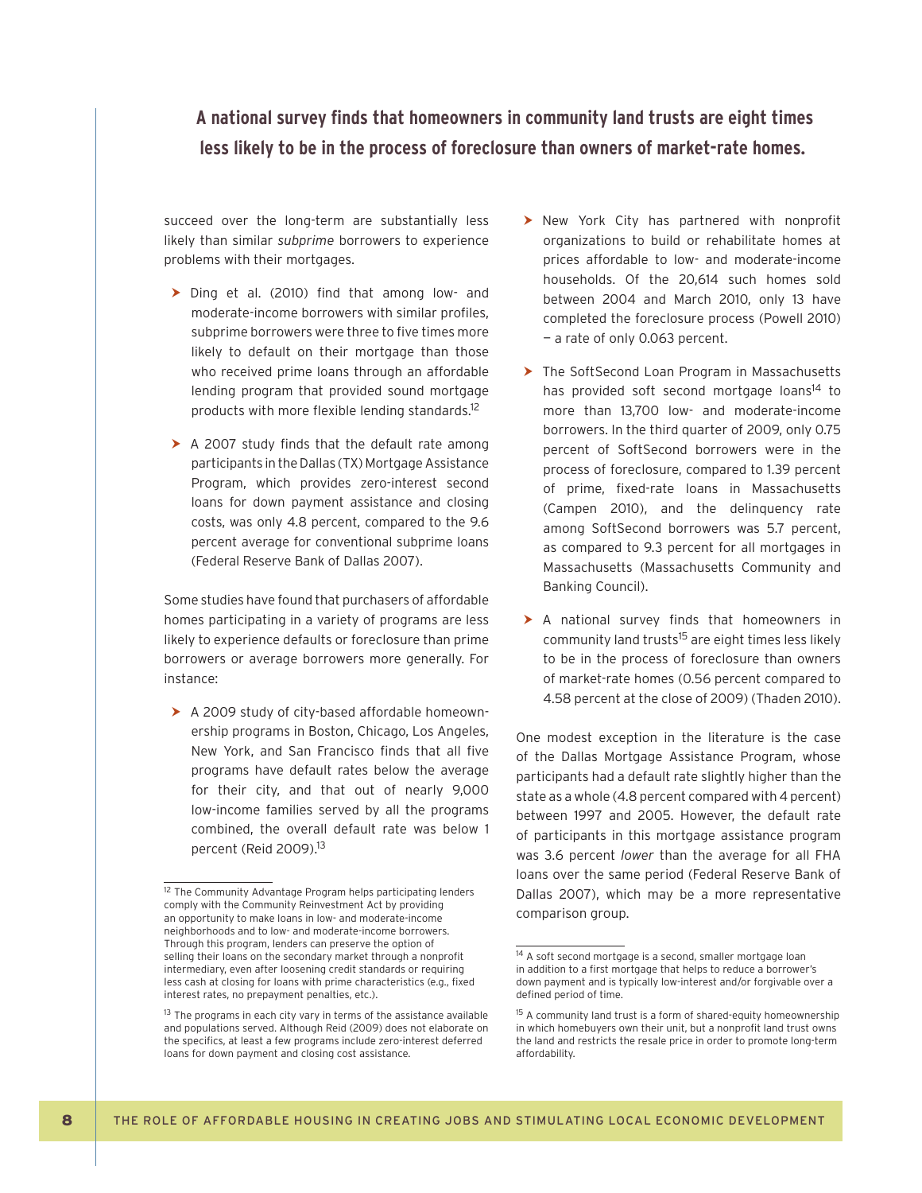**A national survey finds that homeowners in community land trusts are eight times less likely to be in the process of foreclosure than owners of market-rate homes.**

succeed over the long-term are substantially less likely than similar *subprime* borrowers to experience problems with their mortgages.

- Ding et al. (2010) find that among low- and moderate-income borrowers with similar profiles, subprime borrowers were three to five times more likely to default on their mortgage than those who received prime loans through an affordable lending program that provided sound mortgage products with more flexible lending standards.[12]
- A 2007 study finds that the default rate among participants in the Dallas (TX) Mortgage Assistance Program, which provides zero-interest second loans for down payment assistance and closing costs, was only 4.8 percent, compared to the 9.6 percent average for conventional subprime loans (Federal Reserve Bank of Dallas 2007).

Some studies have found that purchasers of affordable homes participating in a variety of programs are less likely to experience defaults or foreclosure than prime borrowers or average borrowers more generally. For instance:

- A 2009 study of city-based affordable homeownership programs in Boston, Chicago, Los Angeles, New York, and San Francisco finds that all five programs have default rates below the average for their city, and that out of nearly 9,000 low-income families served by all the programs combined, the overall default rate was below 1 percent (Reid 2009).[13]
- New York City has partnered with nonprofit organizations to build or rehabilitate homes at prices affordable to low- and moderate-income households. Of the 20,614 such homes sold between 2004 and March 2010, only 13 have completed the foreclosure process (Powell 2010) — a rate of only 0.063 percent.
- The SoftSecond Loan Program in Massachusetts has provided soft second mortgage loans[14] to more than 13,700 low- and moderate-income borrowers. In the third quarter of 2009, only 0.75 percent of SoftSecond borrowers were in the process of foreclosure, compared to 1.39 percent of prime, fixed-rate loans in Massachusetts (Campen 2010), and the delinquency rate among SoftSecond borrowers was 5.7 percent, as compared to 9.3 percent for all mortgages in Massachusetts (Massachusetts Community and Banking Council).
- A national survey finds that homeowners in community land trusts[15] are eight times less likely to be in the process of foreclosure than owners of market-rate homes (0.56 percent compared to 4.58 percent at the close of 2009) (Thaden 2010).

One modest exception in the literature is the case of the Dallas Mortgage Assistance Program, whose participants had a default rate slightly higher than the state as a whole (4.8 percent compared with 4 percent) between 1997 and 2005. However, the default rate of participants in this mortgage assistance program was 3.6 percent *lower* than the average for all FHA loans over the same period (Federal Reserve Bank of Dallas 2007), which may be a more representative comparison group.

---

[12] The Community Advantage Program helps participating lenders comply with the Community Reinvestment Act by providing an opportunity to make loans in low- and moderate-income neighborhoods and to low- and moderate-income borrowers. Through this program, lenders can preserve the option of selling their loans on the secondary market through a nonprofit intermediary, even after loosening credit standards or requiring less cash at closing for loans with prime characteristics (e.g., fixed interest rates, no prepayment penalties, etc.).

[13] The programs in each city vary in terms of the assistance available and populations served. Although Reid (2009) does not elaborate on the specifics, at least a few programs include zero-interest deferred loans for down payment and closing cost assistance.

[14] A soft second mortgage is a second, smaller mortgage loan in addition to a first mortgage that helps to reduce a borrower's down payment and is typically low-interest and/or forgivable over a defined period of time.

[15] A community land trust is a form of shared-equity homeownership in which homebuyers own their unit, but a nonprofit land trust owns the land and restricts the resale price in order to promote long-term affordability.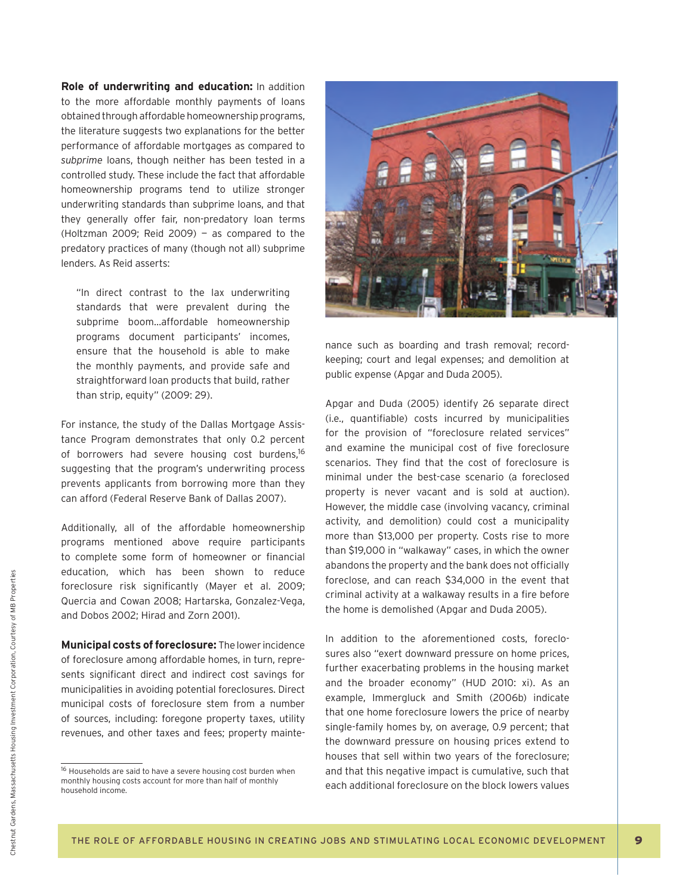**Role of underwriting and education:** In addition to the more affordable monthly payments of loans obtained through affordable homeownership programs, the literature suggests two explanations for the better performance of affordable mortgages as compared to *subprime* loans, though neither has been tested in a controlled study. These include the fact that affordable homeownership programs tend to utilize stronger underwriting standards than subprime loans, and that they generally offer fair, non-predatory loan terms (Holtzman 2009; Reid 2009) — as compared to the predatory practices of many (though not all) subprime lenders. As Reid asserts:

> "In direct contrast to the lax underwriting standards that were prevalent during the subprime boom…affordable homeownership programs document participants' incomes, ensure that the household is able to make the monthly payments, and provide safe and straightforward loan products that build, rather than strip, equity" (2009: 29).

For instance, the study of the Dallas Mortgage Assistance Program demonstrates that only 0.2 percent of borrowers had severe housing cost burdens,[16] suggesting that the program's underwriting process prevents applicants from borrowing more than they can afford (Federal Reserve Bank of Dallas 2007).

Additionally, all of the affordable homeownership programs mentioned above require participants to complete some form of homeowner or financial education, which has been shown to reduce foreclosure risk significantly (Mayer et al. 2009; Quercia and Cowan 2008; Hartarska, Gonzalez-Vega, and Dobos 2002; Hirad and Zorn 2001).

**Municipal costs of foreclosure:** The lower incidence of foreclosure among affordable homes, in turn, represents significant direct and indirect cost savings for municipalities in avoiding potential foreclosures. Direct municipal costs of foreclosure stem from a number of sources, including: foregone property taxes, utility revenues, and other taxes and fees; property maintenance such as boarding and trash removal; record-keeping; court and legal expenses; and demolition at public expense (Apgar and Duda 2005).

Apgar and Duda (2005) identify 26 separate direct (i.e., quantifiable) costs incurred by municipalities for the provision of "foreclosure related services" and examine the municipal cost of five foreclosure scenarios. They find that the cost of foreclosure is minimal under the best-case scenario (a foreclosed property is never vacant and is sold at auction). However, the middle case (involving vacancy, criminal activity, and demolition) could cost a municipality more than $13,000 per property. Costs rise to more than $19,000 in "walkaway" cases, in which the owner abandons the property and the bank does not officially foreclose, and can reach $34,000 in the event that criminal activity at a walkaway results in a fire before the home is demolished (Apgar and Duda 2005).

In addition to the aforementioned costs, foreclosures also "exert downward pressure on home prices, further exacerbating problems in the housing market and the broader economy" (HUD 2010: xi). As an example, Immergluck and Smith (2006b) indicate that one home foreclosure lowers the price of nearby single-family homes by, on average, 0.9 percent; that the downward pressure on housing prices extend to houses that sell within two years of the foreclosure; and that this negative impact is cumulative, such that each additional foreclosure on the block lowers values

Chestnut Gardens, Massachusetts Housing Investment Corporation, Courtesy of MB Properties

[16] Households are said to have a severe housing cost burden when monthly housing costs account for more than half of monthly household income.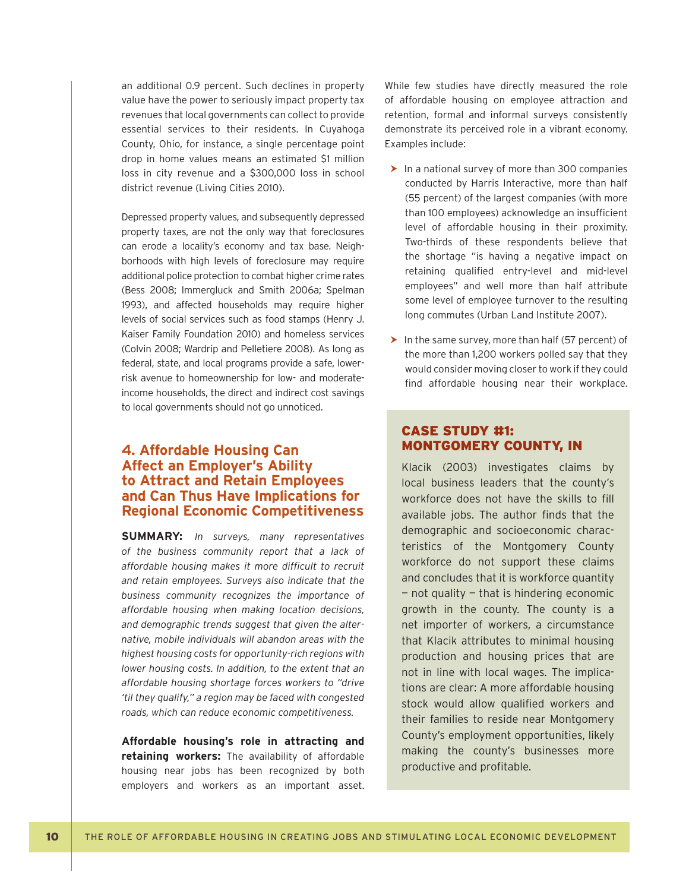an additional 0.9 percent. Such declines in property value have the power to seriously impact property tax revenues that local governments can collect to provide essential services to their residents. In Cuyahoga County, Ohio, for instance, a single percentage point drop in home values means an estimated $1 million loss in city revenue and a $300,000 loss in school district revenue (Living Cities 2010).

Depressed property values, and subsequently depressed property taxes, are not the only way that foreclosures can erode a locality's economy and tax base. Neighborhoods with high levels of foreclosure may require additional police protection to combat higher crime rates (Bess 2008; Immergluck and Smith 2006a; Spelman 1993), and affected households may require higher levels of social services such as food stamps (Henry J. Kaiser Family Foundation 2010) and homeless services (Colvin 2008; Wardrip and Pelletiere 2008). As long as federal, state, and local programs provide a safe, lower-risk avenue to homeownership for low- and moderate-income households, the direct and indirect cost savings to local governments should not go unnoticed.

## 4. Affordable Housing Can Affect an Employer's Ability to Attract and Retain Employees and Can Thus Have Implications for Regional Economic Competitiveness

**SUMMARY:** *In surveys, many representatives of the business community report that a lack of affordable housing makes it more difficult to recruit and retain employees. Surveys also indicate that the business community recognizes the importance of affordable housing when making location decisions, and demographic trends suggest that given the alternative, mobile individuals will abandon areas with the highest housing costs for opportunity-rich regions with lower housing costs. In addition, to the extent that an affordable housing shortage forces workers to "drive 'til they qualify," a region may be faced with congested roads, which can reduce economic competitiveness.*

**Affordable housing's role in attracting and retaining workers:** The availability of affordable housing near jobs has been recognized by both employers and workers as an important asset. While few studies have directly measured the role of affordable housing on employee attraction and retention, formal and informal surveys consistently demonstrate its perceived role in a vibrant economy. Examples include:

- In a national survey of more than 300 companies conducted by Harris Interactive, more than half (55 percent) of the largest companies (with more than 100 employees) acknowledge an insufficient level of affordable housing in their proximity. Two-thirds of these respondents believe that the shortage "is having a negative impact on retaining qualified entry-level and mid-level employees" and well more than half attribute some level of employee turnover to the resulting long commutes (Urban Land Institute 2007).
- In the same survey, more than half (57 percent) of the more than 1,200 workers polled say that they would consider moving closer to work if they could find affordable housing near their workplace.

### CASE STUDY #1: MONTGOMERY COUNTY, IN

Klacik (2003) investigates claims by local business leaders that the county's workforce does not have the skills to fill available jobs. The author finds that the demographic and socioeconomic characteristics of the Montgomery County workforce do not support these claims and concludes that it is workforce quantity — not quality — that is hindering economic growth in the county. The county is a net importer of workers, a circumstance that Klacik attributes to minimal housing production and housing prices that are not in line with local wages. The implications are clear: A more affordable housing stock would allow qualified workers and their families to reside near Montgomery County's employment opportunities, likely making the county's businesses more productive and profitable.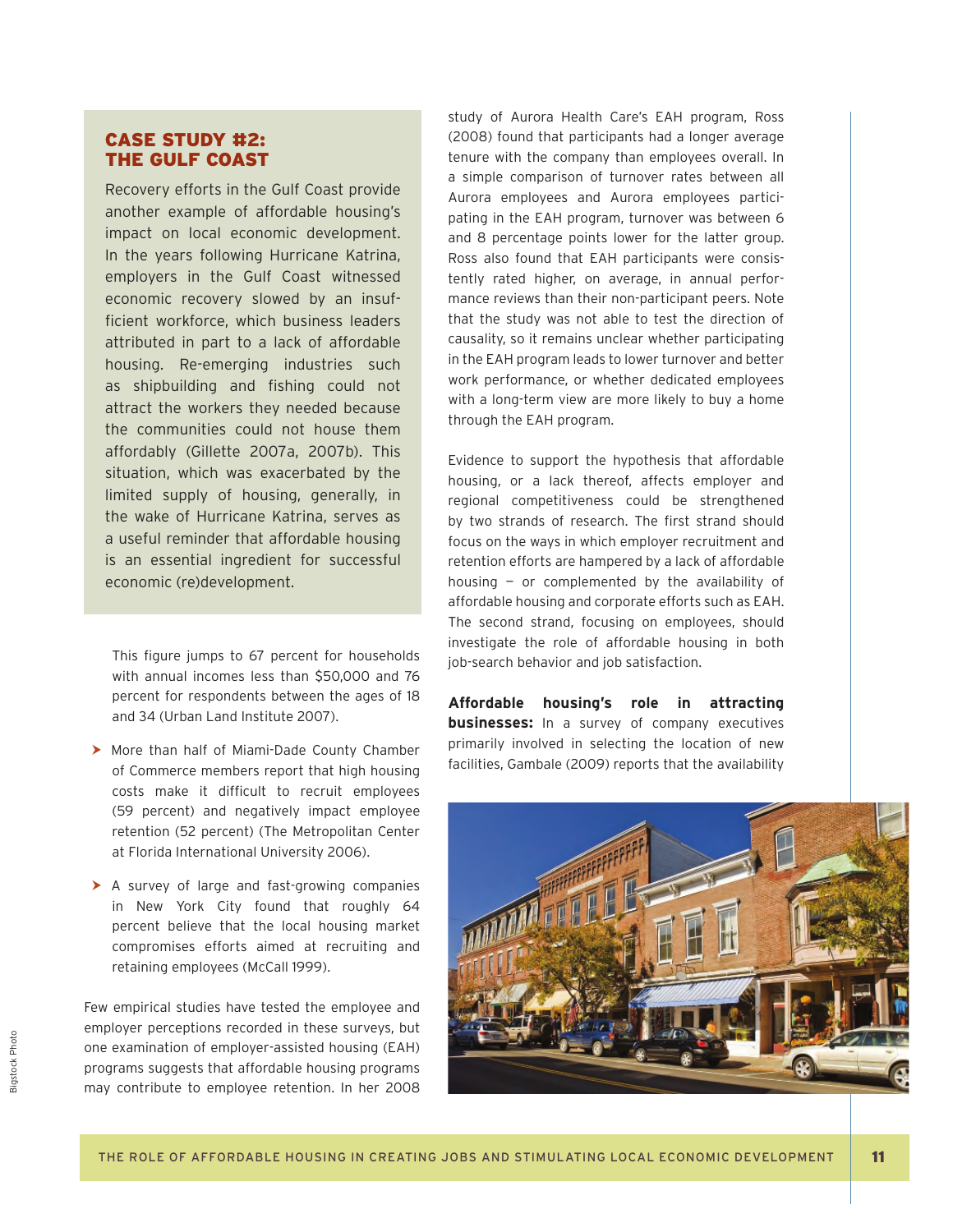## CASE STUDY #2: THE GULF COAST

Recovery efforts in the Gulf Coast provide another example of affordable housing's impact on local economic development. In the years following Hurricane Katrina, employers in the Gulf Coast witnessed economic recovery slowed by an insufficient workforce, which business leaders attributed in part to a lack of affordable housing. Re-emerging industries such as shipbuilding and fishing could not attract the workers they needed because the communities could not house them affordably (Gillette 2007a, 2007b). This situation, which was exacerbated by the limited supply of housing, generally, in the wake of Hurricane Katrina, serves as a useful reminder that affordable housing is an essential ingredient for successful economic (re)development.

This figure jumps to 67 percent for households with annual incomes less than $50,000 and 76 percent for respondents between the ages of 18 and 34 (Urban Land Institute 2007).

- More than half of Miami-Dade County Chamber of Commerce members report that high housing costs make it difficult to recruit employees (59 percent) and negatively impact employee retention (52 percent) (The Metropolitan Center at Florida International University 2006).
- A survey of large and fast-growing companies in New York City found that roughly 64 percent believe that the local housing market compromises efforts aimed at recruiting and retaining employees (McCall 1999).

Few empirical studies have tested the employee and employer perceptions recorded in these surveys, but one examination of employer-assisted housing (EAH) programs suggests that affordable housing programs may contribute to employee retention. In her 2008 study of Aurora Health Care's EAH program, Ross (2008) found that participants had a longer average tenure with the company than employees overall. In a simple comparison of turnover rates between all Aurora employees and Aurora employees participating in the EAH program, turnover was between 6 and 8 percentage points lower for the latter group. Ross also found that EAH participants were consistently rated higher, on average, in annual performance reviews than their non-participant peers. Note that the study was not able to test the direction of causality, so it remains unclear whether participating in the EAH program leads to lower turnover and better work performance, or whether dedicated employees with a long-term view are more likely to buy a home through the EAH program.

Evidence to support the hypothesis that affordable housing, or a lack thereof, affects employer and regional competitiveness could be strengthened by two strands of research. The first strand should focus on the ways in which employer recruitment and retention efforts are hampered by a lack of affordable housing — or complemented by the availability of affordable housing and corporate efforts such as EAH. The second strand, focusing on employees, should investigate the role of affordable housing in both job-search behavior and job satisfaction.

**Affordable housing's role in attracting businesses:** In a survey of company executives primarily involved in selecting the location of new facilities, Gambale (2009) reports that the availability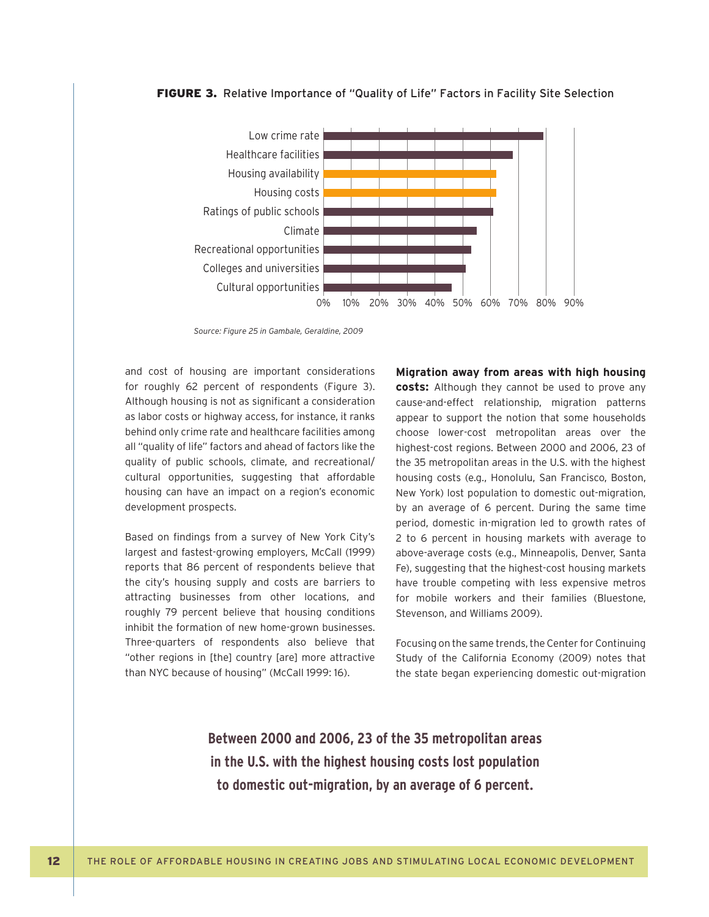**FIGURE 3.** Relative Importance of "Quality of Life" Factors in Facility Site Selection

| Factor | Approximate share |
|---|---|
| Low crime rate | 79% |
| Healthcare facilities | 68% |
| Housing availability | 62% |
| Housing costs | 62% |
| Ratings of public schools | 61% |
| Climate | 55% |
| Recreational opportunities | 53% |
| Colleges and universities | 51% |
| Cultural opportunities | 46% |

*Source: Figure 25 in Gambale, Geraldine, 2009*

and cost of housing are important considerations for roughly 62 percent of respondents (Figure 3). Although housing is not as significant a consideration as labor costs or highway access, for instance, it ranks behind only crime rate and healthcare facilities among all "quality of life" factors and ahead of factors like the quality of public schools, climate, and recreational/cultural opportunities, suggesting that affordable housing can have an impact on a region's economic development prospects.

Based on findings from a survey of New York City's largest and fastest-growing employers, McCall (1999) reports that 86 percent of respondents believe that the city's housing supply and costs are barriers to attracting businesses from other locations, and roughly 79 percent believe that housing conditions inhibit the formation of new home-grown businesses. Three-quarters of respondents also believe that "other regions in [the] country [are] more attractive than NYC because of housing" (McCall 1999: 16).

**Migration away from areas with high housing costs:** Although they cannot be used to prove any cause-and-effect relationship, migration patterns appear to support the notion that some households choose lower-cost metropolitan areas over the highest-cost regions. Between 2000 and 2006, 23 of the 35 metropolitan areas in the U.S. with the highest housing costs (e.g., Honolulu, San Francisco, Boston, New York) lost population to domestic out-migration, by an average of 6 percent. During the same time period, domestic in-migration led to growth rates of 2 to 6 percent in housing markets with average to above-average costs (e.g., Minneapolis, Denver, Santa Fe), suggesting that the highest-cost housing markets have trouble competing with less expensive metros for mobile workers and their families (Bluestone, Stevenson, and Williams 2009).

Focusing on the same trends, the Center for Continuing Study of the California Economy (2009) notes that the state began experiencing domestic out-migration

**Between 2000 and 2006, 23 of the 35 metropolitan areas in the U.S. with the highest housing costs lost population to domestic out-migration, by an average of 6 percent.**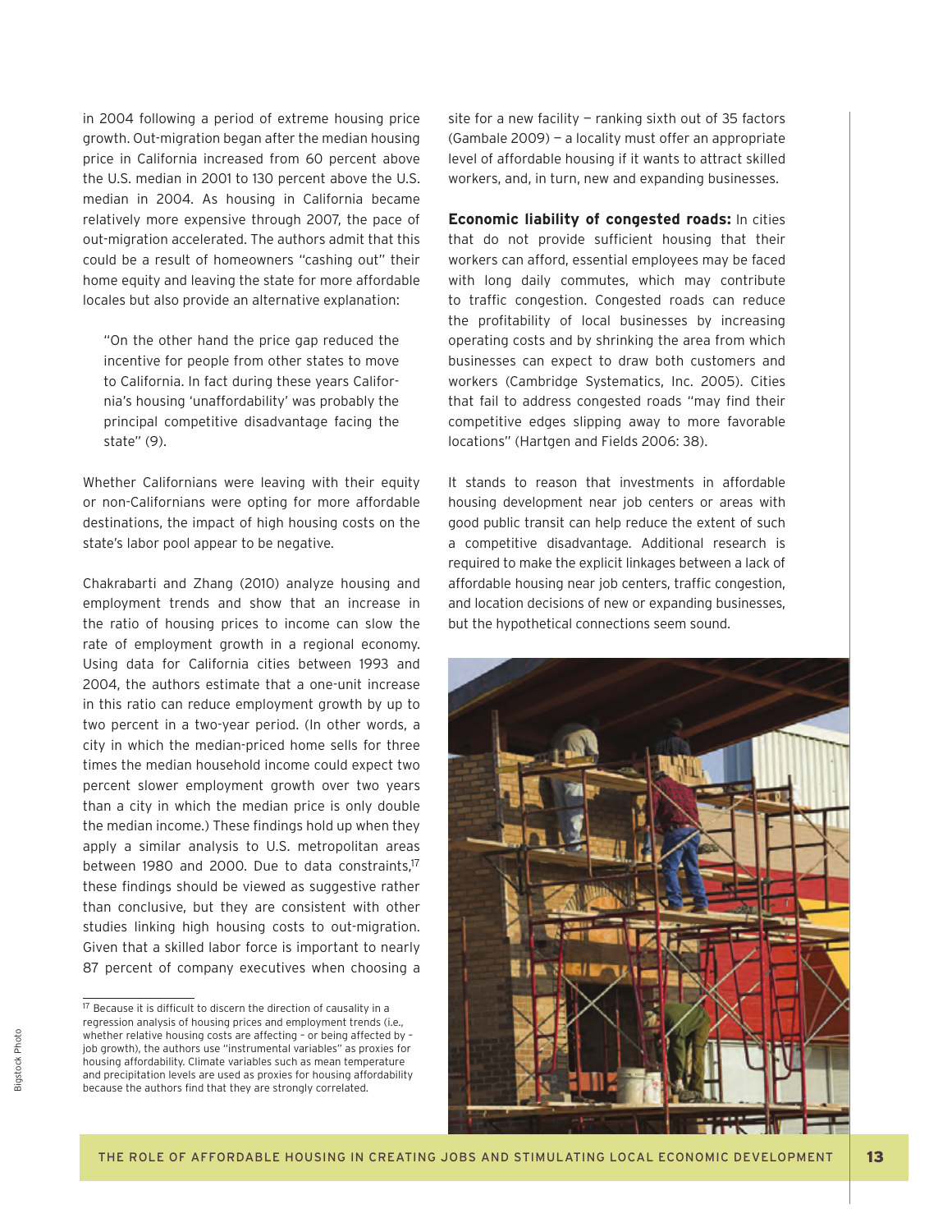in 2004 following a period of extreme housing price growth. Out-migration began after the median housing price in California increased from 60 percent above the U.S. median in 2001 to 130 percent above the U.S. median in 2004. As housing in California became relatively more expensive through 2007, the pace of out-migration accelerated. The authors admit that this could be a result of homeowners "cashing out" their home equity and leaving the state for more affordable locales but also provide an alternative explanation:

> "On the other hand the price gap reduced the incentive for people from other states to move to California. In fact during these years California's housing 'unaffordability' was probably the principal competitive disadvantage facing the state" (9).

Whether Californians were leaving with their equity or non-Californians were opting for more affordable destinations, the impact of high housing costs on the state's labor pool appear to be negative.

Chakrabarti and Zhang (2010) analyze housing and employment trends and show that an increase in the ratio of housing prices to income can slow the rate of employment growth in a regional economy. Using data for California cities between 1993 and 2004, the authors estimate that a one-unit increase in this ratio can reduce employment growth by up to two percent in a two-year period. (In other words, a city in which the median-priced home sells for three times the median household income could expect two percent slower employment growth over two years than a city in which the median price is only double the median income.) These findings hold up when they apply a similar analysis to U.S. metropolitan areas between 1980 and 2000. Due to data constraints,[17] these findings should be viewed as suggestive rather than conclusive, but they are consistent with other studies linking high housing costs to out-migration. Given that a skilled labor force is important to nearly 87 percent of company executives when choosing a site for a new facility — ranking sixth out of 35 factors (Gambale 2009) — a locality must offer an appropriate level of affordable housing if it wants to attract skilled workers, and, in turn, new and expanding businesses.

**Economic liability of congested roads:** In cities that do not provide sufficient housing that their workers can afford, essential employees may be faced with long daily commutes, which may contribute to traffic congestion. Congested roads can reduce the profitability of local businesses by increasing operating costs and by shrinking the area from which businesses can expect to draw both customers and workers (Cambridge Systematics, Inc. 2005). Cities that fail to address congested roads "may find their competitive edges slipping away to more favorable locations" (Hartgen and Fields 2006: 38).

It stands to reason that investments in affordable housing development near job centers or areas with good public transit can help reduce the extent of such a competitive disadvantage. Additional research is required to make the explicit linkages between a lack of affordable housing near job centers, traffic congestion, and location decisions of new or expanding businesses, but the hypothetical connections seem sound.

[17] Because it is difficult to discern the direction of causality in a regression analysis of housing prices and employment trends (i.e., whether relative housing costs are affecting – or being affected by – job growth), the authors use "instrumental variables" as proxies for housing affordability. Climate variables such as mean temperature and precipitation levels are used as proxies for housing affordability because the authors find that they are strongly correlated.

Bigstock Photo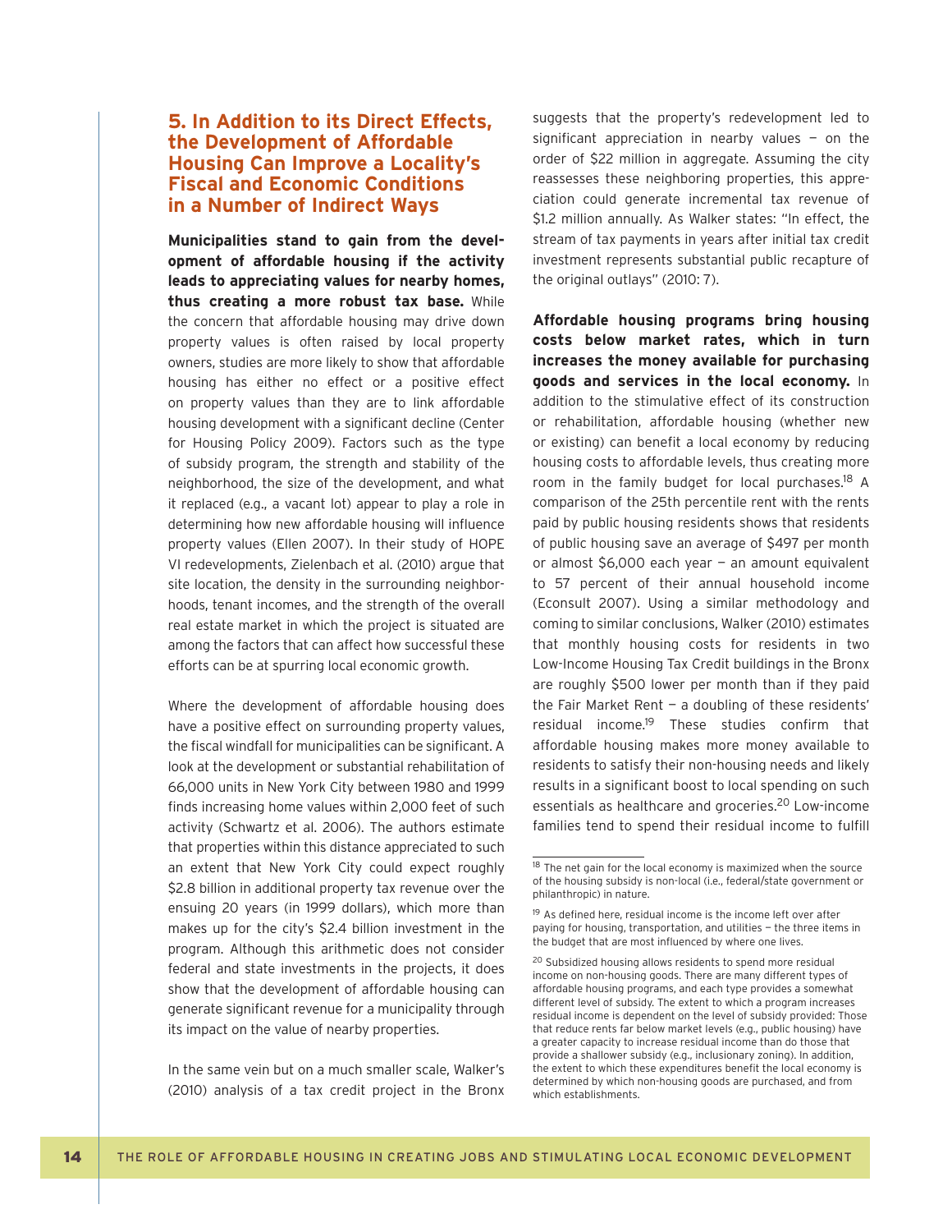## 5. In Addition to its Direct Effects, the Development of Affordable Housing Can Improve a Locality's Fiscal and Economic Conditions in a Number of Indirect Ways

**Municipalities stand to gain from the development of affordable housing if the activity leads to appreciating values for nearby homes, thus creating a more robust tax base.** While the concern that affordable housing may drive down property values is often raised by local property owners, studies are more likely to show that affordable housing has either no effect or a positive effect on property values than they are to link affordable housing development with a significant decline (Center for Housing Policy 2009). Factors such as the type of subsidy program, the strength and stability of the neighborhood, the size of the development, and what it replaced (e.g., a vacant lot) appear to play a role in determining how new affordable housing will influence property values (Ellen 2007). In their study of HOPE VI redevelopments, Zielenbach et al. (2010) argue that site location, the density in the surrounding neighborhoods, tenant incomes, and the strength of the overall real estate market in which the project is situated are among the factors that can affect how successful these efforts can be at spurring local economic growth.

Where the development of affordable housing does have a positive effect on surrounding property values, the fiscal windfall for municipalities can be significant. A look at the development or substantial rehabilitation of 66,000 units in New York City between 1980 and 1999 finds increasing home values within 2,000 feet of such activity (Schwartz et al. 2006). The authors estimate that properties within this distance appreciated to such an extent that New York City could expect roughly $2.8 billion in additional property tax revenue over the ensuing 20 years (in 1999 dollars), which more than makes up for the city's $2.4 billion investment in the program. Although this arithmetic does not consider federal and state investments in the projects, it does show that the development of affordable housing can generate significant revenue for a municipality through its impact on the value of nearby properties.

In the same vein but on a much smaller scale, Walker's (2010) analysis of a tax credit project in the Bronx suggests that the property's redevelopment led to significant appreciation in nearby values — on the order of $22 million in aggregate. Assuming the city reassesses these neighboring properties, this appreciation could generate incremental tax revenue of $1.2 million annually. As Walker states: "In effect, the stream of tax payments in years after initial tax credit investment represents substantial public recapture of the original outlays" (2010: 7).

**Affordable housing programs bring housing costs below market rates, which in turn increases the money available for purchasing goods and services in the local economy.** In addition to the stimulative effect of its construction or rehabilitation, affordable housing (whether new or existing) can benefit a local economy by reducing housing costs to affordable levels, thus creating more room in the family budget for local purchases.[18] A comparison of the 25th percentile rent with the rents paid by public housing residents shows that residents of public housing save an average of $497 per month or almost $6,000 each year — an amount equivalent to 57 percent of their annual household income (Econsult 2007). Using a similar methodology and coming to similar conclusions, Walker (2010) estimates that monthly housing costs for residents in two Low-Income Housing Tax Credit buildings in the Bronx are roughly $500 lower per month than if they paid the Fair Market Rent — a doubling of these residents' residual income.[19] These studies confirm that affordable housing makes more money available to residents to satisfy their non-housing needs and likely results in a significant boost to local spending on such essentials as healthcare and groceries.[20] Low-income families tend to spend their residual income to fulfill

---

[18] The net gain for the local economy is maximized when the source of the housing subsidy is non-local (i.e., federal/state government or philanthropic) in nature.

[19] As defined here, residual income is the income left over after paying for housing, transportation, and utilities — the three items in the budget that are most influenced by where one lives.

[20] Subsidized housing allows residents to spend more residual income on non-housing goods. There are many different types of affordable housing programs, and each type provides a somewhat different level of subsidy. The extent to which a program increases residual income is dependent on the level of subsidy provided: Those that reduce rents far below market levels (e.g., public housing) have a greater capacity to increase residual income than do those that provide a shallower subsidy (e.g., inclusionary zoning). In addition, the extent to which these expenditures benefit the local economy is determined by which non-housing goods are purchased, and from which establishments.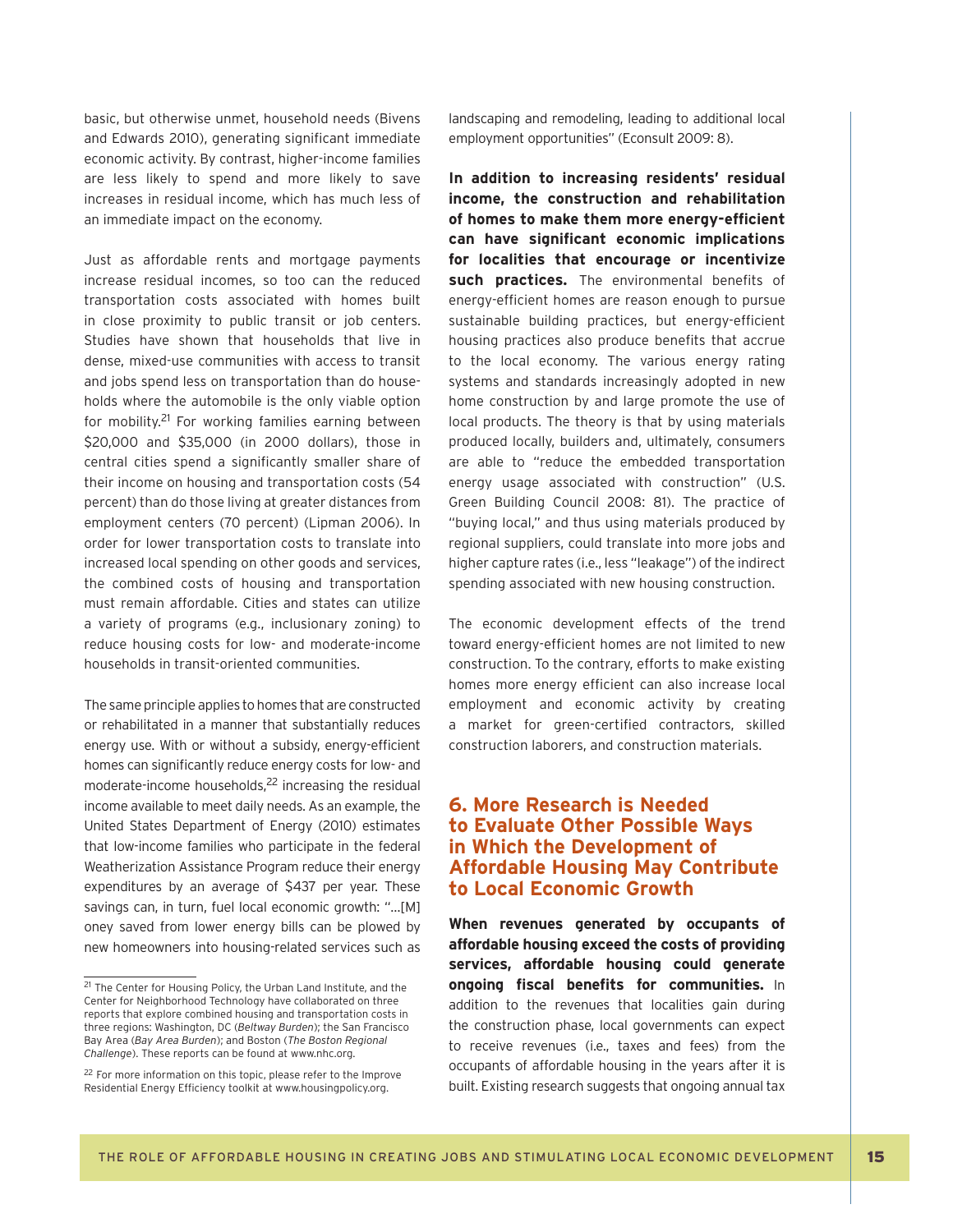basic, but otherwise unmet, household needs (Bivens and Edwards 2010), generating significant immediate economic activity. By contrast, higher-income families are less likely to spend and more likely to save increases in residual income, which has much less of an immediate impact on the economy.

Just as affordable rents and mortgage payments increase residual incomes, so too can the reduced transportation costs associated with homes built in close proximity to public transit or job centers. Studies have shown that households that live in dense, mixed-use communities with access to transit and jobs spend less on transportation than do households where the automobile is the only viable option for mobility.[21] For working families earning between $20,000 and $35,000 (in 2000 dollars), those in central cities spend a significantly smaller share of their income on housing and transportation costs (54 percent) than do those living at greater distances from employment centers (70 percent) (Lipman 2006). In order for lower transportation costs to translate into increased local spending on other goods and services, the combined costs of housing and transportation must remain affordable. Cities and states can utilize a variety of programs (e.g., inclusionary zoning) to reduce housing costs for low- and moderate-income households in transit-oriented communities.

The same principle applies to homes that are constructed or rehabilitated in a manner that substantially reduces energy use. With or without a subsidy, energy-efficient homes can significantly reduce energy costs for low- and moderate-income households,[22] increasing the residual income available to meet daily needs. As an example, the United States Department of Energy (2010) estimates that low-income families who participate in the federal Weatherization Assistance Program reduce their energy expenditures by an average of $437 per year. These savings can, in turn, fuel local economic growth: "...[M]oney saved from lower energy bills can be plowed by new homeowners into housing-related services such as landscaping and remodeling, leading to additional local employment opportunities" (Econsult 2009: 8).

**In addition to increasing residents' residual income, the construction and rehabilitation of homes to make them more energy-efficient can have significant economic implications for localities that encourage or incentivize such practices.** The environmental benefits of energy-efficient homes are reason enough to pursue sustainable building practices, but energy-efficient housing practices also produce benefits that accrue to the local economy. The various energy rating systems and standards increasingly adopted in new home construction by and large promote the use of local products. The theory is that by using materials produced locally, builders and, ultimately, consumers are able to "reduce the embedded transportation energy usage associated with construction" (U.S. Green Building Council 2008: 81). The practice of "buying local," and thus using materials produced by regional suppliers, could translate into more jobs and higher capture rates (i.e., less "leakage") of the indirect spending associated with new housing construction.

The economic development effects of the trend toward energy-efficient homes are not limited to new construction. To the contrary, efforts to make existing homes more energy efficient can also increase local employment and economic activity by creating a market for green-certified contractors, skilled construction laborers, and construction materials.

## 6. More Research is Needed to Evaluate Other Possible Ways in Which the Development of Affordable Housing May Contribute to Local Economic Growth

**When revenues generated by occupants of affordable housing exceed the costs of providing services, affordable housing could generate ongoing fiscal benefits for communities.** In addition to the revenues that localities gain during the construction phase, local governments can expect to receive revenues (i.e., taxes and fees) from the occupants of affordable housing in the years after it is built. Existing research suggests that ongoing annual tax

---

[21] The Center for Housing Policy, the Urban Land Institute, and the Center for Neighborhood Technology have collaborated on three reports that explore combined housing and transportation costs in three regions: Washington, DC (*Beltway Burden*); the San Francisco Bay Area (*Bay Area Burden*); and Boston (*The Boston Regional Challenge*). These reports can be found at www.nhc.org.

[22] For more information on this topic, please refer to the Improve Residential Energy Efficiency toolkit at www.housingpolicy.org.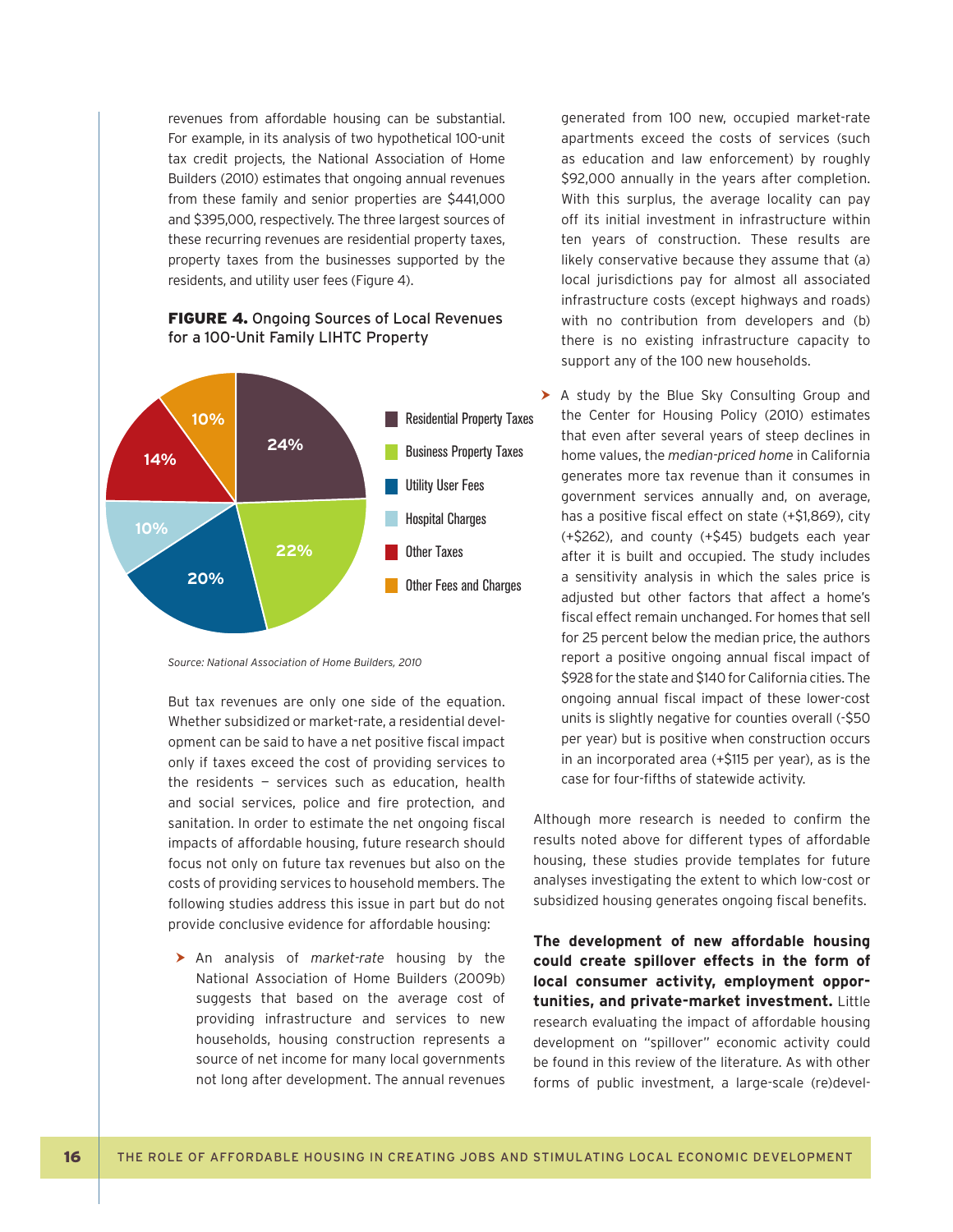revenues from affordable housing can be substantial. For example, in its analysis of two hypothetical 100-unit tax credit projects, the National Association of Home Builders (2010) estimates that ongoing annual revenues from these family and senior properties are $441,000 and $395,000, respectively. The three largest sources of these recurring revenues are residential property taxes, property taxes from the businesses supported by the residents, and utility user fees (Figure 4).

**FIGURE 4.** Ongoing Sources of Local Revenues for a 100-Unit Family LIHTC Property

| Source | Share |
|---|---|
| Residential Property Taxes | 24% |
| Business Property Taxes | 22% |
| Utility User Fees | 20% |
| Hospital Charges | 10% |
| Other Taxes | 14% |
| Other Fees and Charges | 10% |

*Source: National Association of Home Builders, 2010*

But tax revenues are only one side of the equation. Whether subsidized or market-rate, a residential development can be said to have a net positive fiscal impact only if taxes exceed the cost of providing services to the residents — services such as education, health and social services, police and fire protection, and sanitation. In order to estimate the net ongoing fiscal impacts of affordable housing, future research should focus not only on future tax revenues but also on the costs of providing services to household members. The following studies address this issue in part but do not provide conclusive evidence for affordable housing:

- An analysis of *market-rate* housing by the National Association of Home Builders (2009b) suggests that based on the average cost of providing infrastructure and services to new households, housing construction represents a source of net income for many local governments not long after development. The annual revenues generated from 100 new, occupied market-rate apartments exceed the costs of services (such as education and law enforcement) by roughly $92,000 annually in the years after completion. With this surplus, the average locality can pay off its initial investment in infrastructure within ten years of construction. These results are likely conservative because they assume that (a) local jurisdictions pay for almost all associated infrastructure costs (except highways and roads) with no contribution from developers and (b) there is no existing infrastructure capacity to support any of the 100 new households.
- A study by the Blue Sky Consulting Group and the Center for Housing Policy (2010) estimates that even after several years of steep declines in home values, the *median-priced home* in California generates more tax revenue than it consumes in government services annually and, on average, has a positive fiscal effect on state (+$1,869), city (+$262), and county (+$45) budgets each year after it is built and occupied. The study includes a sensitivity analysis in which the sales price is adjusted but other factors that affect a home's fiscal effect remain unchanged. For homes that sell for 25 percent below the median price, the authors report a positive ongoing annual fiscal impact of $928 for the state and $140 for California cities. The ongoing annual fiscal impact of these lower-cost units is slightly negative for counties overall (-$50 per year) but is positive when construction occurs in an incorporated area (+$115 per year), as is the case for four-fifths of statewide activity.

Although more research is needed to confirm the results noted above for different types of affordable housing, these studies provide templates for future analyses investigating the extent to which low-cost or subsidized housing generates ongoing fiscal benefits.

**The development of new affordable housing could create spillover effects in the form of local consumer activity, employment opportunities, and private-market investment.** Little research evaluating the impact of affordable housing development on "spillover" economic activity could be found in this review of the literature. As with other forms of public investment, a large-scale (re)devel-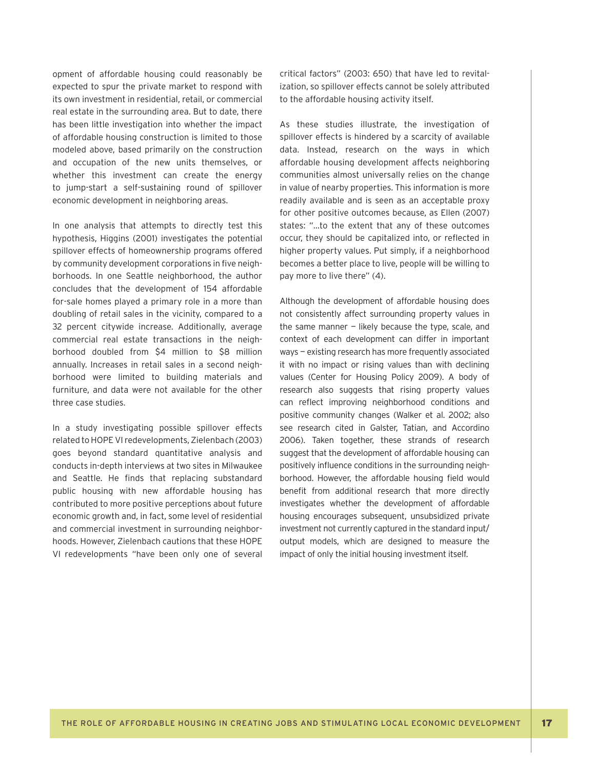opment of affordable housing could reasonably be expected to spur the private market to respond with its own investment in residential, retail, or commercial real estate in the surrounding area. But to date, there has been little investigation into whether the impact of affordable housing construction is limited to those modeled above, based primarily on the construction and occupation of the new units themselves, or whether this investment can create the energy to jump-start a self-sustaining round of spillover economic development in neighboring areas.

In one analysis that attempts to directly test this hypothesis, Higgins (2001) investigates the potential spillover effects of homeownership programs offered by community development corporations in five neighborhoods. In one Seattle neighborhood, the author concludes that the development of 154 affordable for-sale homes played a primary role in a more than doubling of retail sales in the vicinity, compared to a 32 percent citywide increase. Additionally, average commercial real estate transactions in the neighborhood doubled from $4 million to $8 million annually. Increases in retail sales in a second neighborhood were limited to building materials and furniture, and data were not available for the other three case studies.

In a study investigating possible spillover effects related to HOPE VI redevelopments, Zielenbach (2003) goes beyond standard quantitative analysis and conducts in-depth interviews at two sites in Milwaukee and Seattle. He finds that replacing substandard public housing with new affordable housing has contributed to more positive perceptions about future economic growth and, in fact, some level of residential and commercial investment in surrounding neighborhoods. However, Zielenbach cautions that these HOPE VI redevelopments "have been only one of several critical factors" (2003: 650) that have led to revitalization, so spillover effects cannot be solely attributed to the affordable housing activity itself.

As these studies illustrate, the investigation of spillover effects is hindered by a scarcity of available data. Instead, research on the ways in which affordable housing development affects neighboring communities almost universally relies on the change in value of nearby properties. This information is more readily available and is seen as an acceptable proxy for other positive outcomes because, as Ellen (2007) states: "…to the extent that any of these outcomes occur, they should be capitalized into, or reflected in higher property values. Put simply, if a neighborhood becomes a better place to live, people will be willing to pay more to live there" (4).

Although the development of affordable housing does not consistently affect surrounding property values in the same manner — likely because the type, scale, and context of each development can differ in important ways — existing research has more frequently associated it with no impact or rising values than with declining values (Center for Housing Policy 2009). A body of research also suggests that rising property values can reflect improving neighborhood conditions and positive community changes (Walker et al. 2002; also see research cited in Galster, Tatian, and Accordino 2006). Taken together, these strands of research suggest that the development of affordable housing can positively influence conditions in the surrounding neighborhood. However, the affordable housing field would benefit from additional research that more directly investigates whether the development of affordable housing encourages subsequent, unsubsidized private investment not currently captured in the standard input/output models, which are designed to measure the impact of only the initial housing investment itself.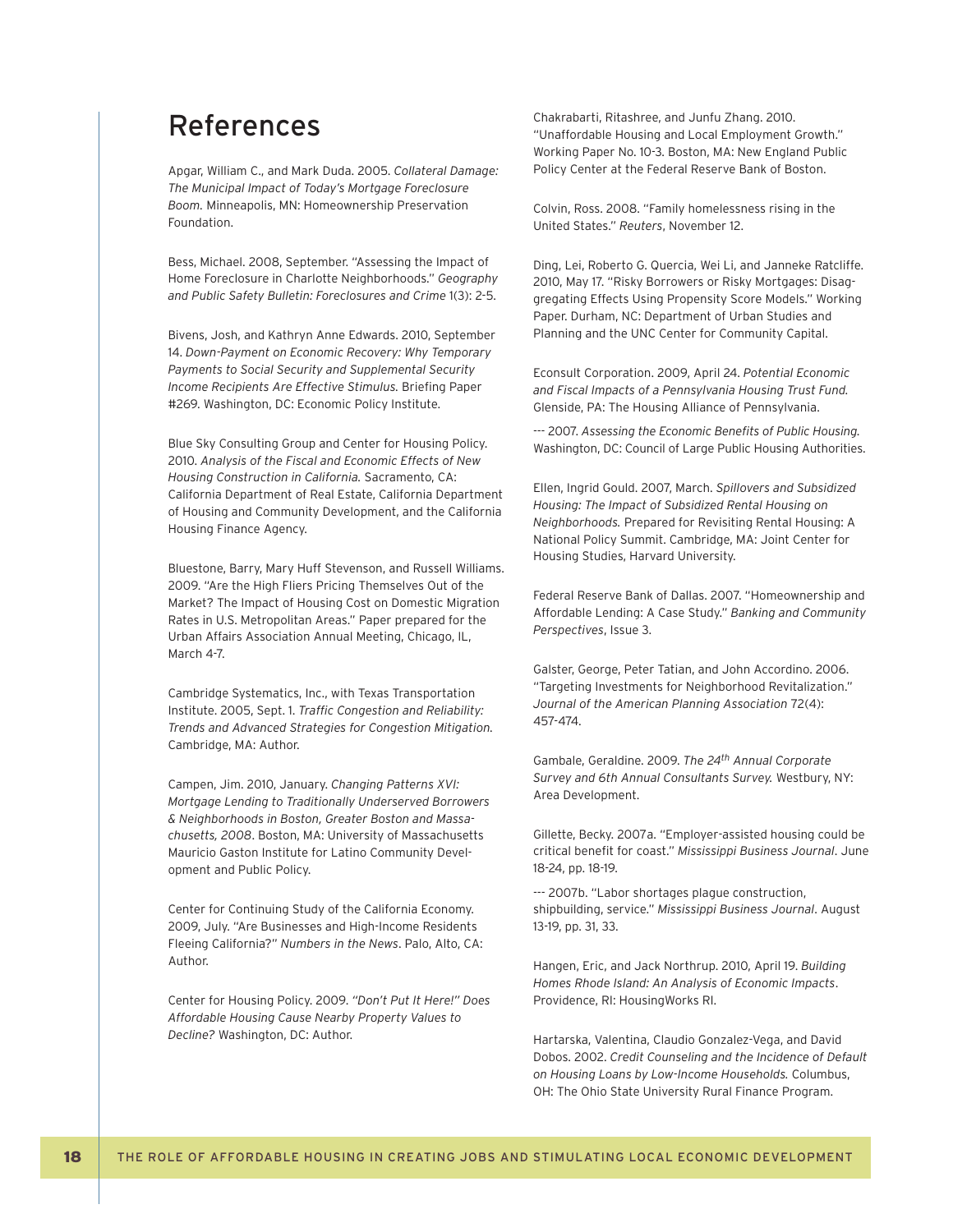# References

Apgar, William C., and Mark Duda. 2005. *Collateral Damage: The Municipal Impact of Today's Mortgage Foreclosure Boom.* Minneapolis, MN: Homeownership Preservation Foundation.

Bess, Michael. 2008, September. "Assessing the Impact of Home Foreclosure in Charlotte Neighborhoods." *Geography and Public Safety Bulletin: Foreclosures and Crime* 1(3): 2-5.

Bivens, Josh, and Kathryn Anne Edwards. 2010, September 14. *Down-Payment on Economic Recovery: Why Temporary Payments to Social Security and Supplemental Security Income Recipients Are Effective Stimulus.* Briefing Paper #269. Washington, DC: Economic Policy Institute.

Blue Sky Consulting Group and Center for Housing Policy. 2010. *Analysis of the Fiscal and Economic Effects of New Housing Construction in California.* Sacramento, CA: California Department of Real Estate, California Department of Housing and Community Development, and the California Housing Finance Agency.

Bluestone, Barry, Mary Huff Stevenson, and Russell Williams. 2009. "Are the High Fliers Pricing Themselves Out of the Market? The Impact of Housing Cost on Domestic Migration Rates in U.S. Metropolitan Areas." Paper prepared for the Urban Affairs Association Annual Meeting, Chicago, IL, March 4-7.

Cambridge Systematics, Inc., with Texas Transportation Institute. 2005, Sept. 1. *Traffic Congestion and Reliability: Trends and Advanced Strategies for Congestion Mitigation.* Cambridge, MA: Author.

Campen, Jim. 2010, January. *Changing Patterns XVI: Mortgage Lending to Traditionally Underserved Borrowers & Neighborhoods in Boston, Greater Boston and Massachusetts, 2008*. Boston, MA: University of Massachusetts Mauricio Gaston Institute for Latino Community Development and Public Policy.

Center for Continuing Study of the California Economy. 2009, July. "Are Businesses and High-Income Residents Fleeing California?" *Numbers in the News*. Palo, Alto, CA: Author.

Center for Housing Policy. 2009. *"Don't Put It Here!" Does Affordable Housing Cause Nearby Property Values to Decline?* Washington, DC: Author.

Chakrabarti, Ritashree, and Junfu Zhang. 2010. "Unaffordable Housing and Local Employment Growth." Working Paper No. 10-3. Boston, MA: New England Public Policy Center at the Federal Reserve Bank of Boston.

Colvin, Ross. 2008. "Family homelessness rising in the United States." *Reuters*, November 12.

Ding, Lei, Roberto G. Quercia, Wei Li, and Janneke Ratcliffe. 2010, May 17. "Risky Borrowers or Risky Mortgages: Disaggregating Effects Using Propensity Score Models." Working Paper. Durham, NC: Department of Urban Studies and Planning and the UNC Center for Community Capital.

Econsult Corporation. 2009, April 24. *Potential Economic and Fiscal Impacts of a Pennsylvania Housing Trust Fund.* Glenside, PA: The Housing Alliance of Pennsylvania.

--- 2007. *Assessing the Economic Benefits of Public Housing.* Washington, DC: Council of Large Public Housing Authorities.

Ellen, Ingrid Gould. 2007, March. *Spillovers and Subsidized Housing: The Impact of Subsidized Rental Housing on Neighborhoods.* Prepared for Revisiting Rental Housing: A National Policy Summit. Cambridge, MA: Joint Center for Housing Studies, Harvard University.

Federal Reserve Bank of Dallas. 2007. "Homeownership and Affordable Lending: A Case Study." *Banking and Community Perspectives*, Issue 3.

Galster, George, Peter Tatian, and John Accordino. 2006. "Targeting Investments for Neighborhood Revitalization." *Journal of the American Planning Association* 72(4): 457-474.

Gambale, Geraldine. 2009. *The 24th Annual Corporate Survey and 6th Annual Consultants Survey.* Westbury, NY: Area Development.

Gillette, Becky. 2007a. "Employer-assisted housing could be critical benefit for coast." *Mississippi Business Journal*. June 18-24, pp. 18-19.

--- 2007b. "Labor shortages plague construction, shipbuilding, service." *Mississippi Business Journal.* August 13-19, pp. 31, 33.

Hangen, Eric, and Jack Northrup. 2010, April 19. *Building Homes Rhode Island: An Analysis of Economic Impacts*. Providence, RI: HousingWorks RI.

Hartarska, Valentina, Claudio Gonzalez-Vega, and David Dobos. 2002. *Credit Counseling and the Incidence of Default on Housing Loans by Low-Income Households.* Columbus, OH: The Ohio State University Rural Finance Program.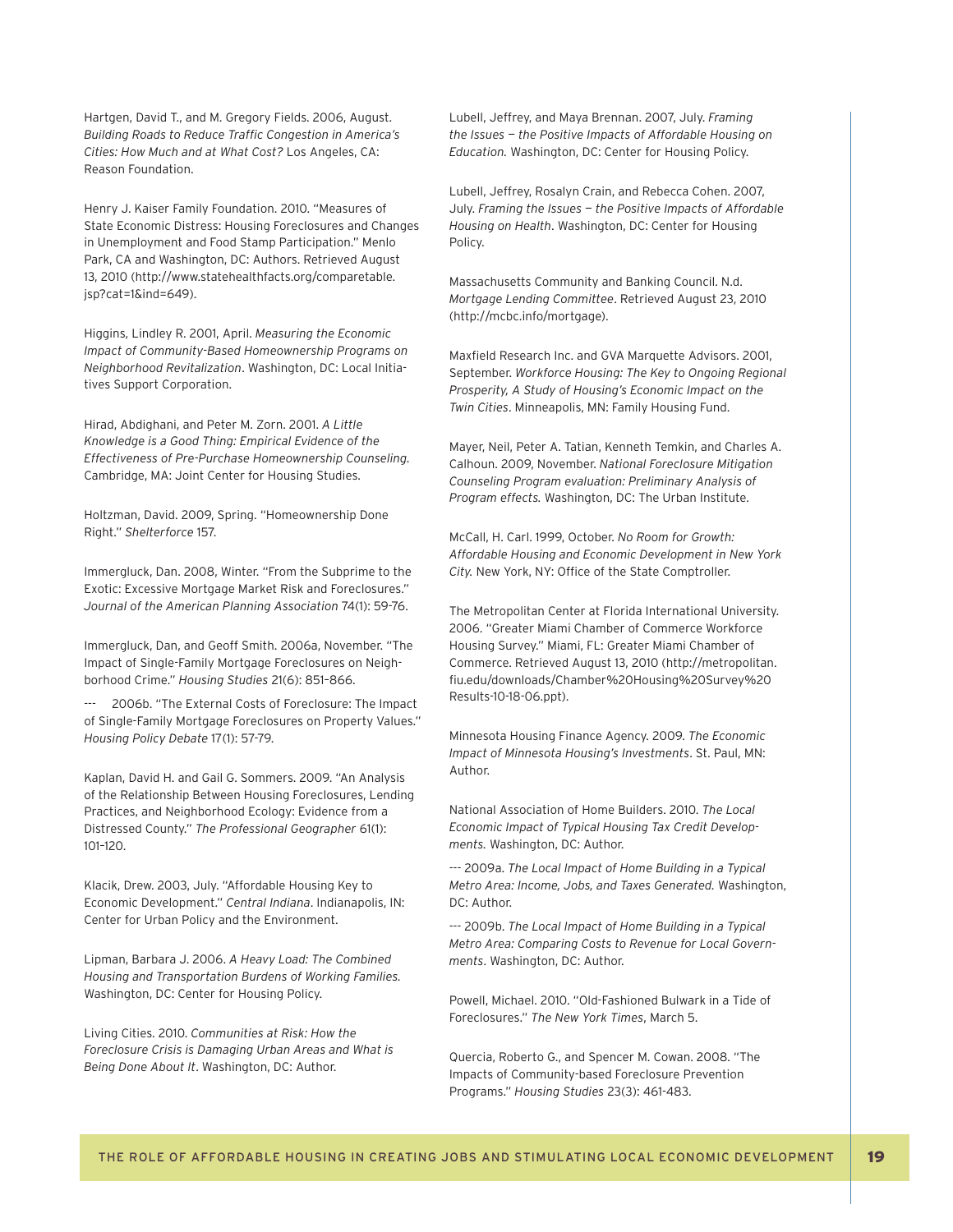Hartgen, David T., and M. Gregory Fields. 2006, August. *Building Roads to Reduce Traffic Congestion in America's Cities: How Much and at What Cost?* Los Angeles, CA: Reason Foundation.

Henry J. Kaiser Family Foundation. 2010. "Measures of State Economic Distress: Housing Foreclosures and Changes in Unemployment and Food Stamp Participation." Menlo Park, CA and Washington, DC: Authors. Retrieved August 13, 2010 (http://www.statehealthfacts.org/comparetable.jsp?cat=1&ind=649).

Higgins, Lindley R. 2001, April. *Measuring the Economic Impact of Community-Based Homeownership Programs on Neighborhood Revitalization*. Washington, DC: Local Initiatives Support Corporation.

Hirad, Abdighani, and Peter M. Zorn. 2001. *A Little Knowledge is a Good Thing: Empirical Evidence of the Effectiveness of Pre-Purchase Homeownership Counseling.* Cambridge, MA: Joint Center for Housing Studies.

Holtzman, David. 2009, Spring. "Homeownership Done Right." *Shelterforce* 157.

Immergluck, Dan. 2008, Winter. "From the Subprime to the Exotic: Excessive Mortgage Market Risk and Foreclosures." *Journal of the American Planning Association* 74(1): 59-76.

Immergluck, Dan, and Geoff Smith. 2006a, November. "The Impact of Single-Family Mortgage Foreclosures on Neighborhood Crime." *Housing Studies* 21(6): 851–866.

--- 2006b. "The External Costs of Foreclosure: The Impact of Single-Family Mortgage Foreclosures on Property Values." *Housing Policy Debate* 17(1): 57-79.

Kaplan, David H. and Gail G. Sommers. 2009. "An Analysis of the Relationship Between Housing Foreclosures, Lending Practices, and Neighborhood Ecology: Evidence from a Distressed County." *The Professional Geographer* 61(1): 101–120.

Klacik, Drew. 2003, July. "Affordable Housing Key to Economic Development." *Central Indiana*. Indianapolis, IN: Center for Urban Policy and the Environment.

Lipman, Barbara J. 2006. *A Heavy Load: The Combined Housing and Transportation Burdens of Working Families.* Washington, DC: Center for Housing Policy.

Living Cities. 2010. *Communities at Risk: How the Foreclosure Crisis is Damaging Urban Areas and What is Being Done About It*. Washington, DC: Author.

Lubell, Jeffrey, and Maya Brennan. 2007, July. *Framing the Issues — the Positive Impacts of Affordable Housing on Education.* Washington, DC: Center for Housing Policy.

Lubell, Jeffrey, Rosalyn Crain, and Rebecca Cohen. 2007, July. *Framing the Issues — the Positive Impacts of Affordable Housing on Health*. Washington, DC: Center for Housing Policy.

Massachusetts Community and Banking Council. N.d. *Mortgage Lending Committee*. Retrieved August 23, 2010 (http://mcbc.info/mortgage).

Maxfield Research Inc. and GVA Marquette Advisors. 2001, September. *Workforce Housing: The Key to Ongoing Regional Prosperity, A Study of Housing's Economic Impact on the Twin Cities*. Minneapolis, MN: Family Housing Fund.

Mayer, Neil, Peter A. Tatian, Kenneth Temkin, and Charles A. Calhoun. 2009, November. *National Foreclosure Mitigation Counseling Program evaluation: Preliminary Analysis of Program effects.* Washington, DC: The Urban Institute.

McCall, H. Carl. 1999, October. *No Room for Growth: Affordable Housing and Economic Development in New York City.* New York, NY: Office of the State Comptroller.

The Metropolitan Center at Florida International University. 2006. "Greater Miami Chamber of Commerce Workforce Housing Survey." Miami, FL: Greater Miami Chamber of Commerce. Retrieved August 13, 2010 (http://metropolitan.fiu.edu/downloads/Chamber%20Housing%20Survey%20Results-10-18-06.ppt).

Minnesota Housing Finance Agency. 2009. *The Economic Impact of Minnesota Housing's Investments*. St. Paul, MN: Author.

National Association of Home Builders. 2010. *The Local Economic Impact of Typical Housing Tax Credit Developments.* Washington, DC: Author.

--- 2009a. *The Local Impact of Home Building in a Typical Metro Area: Income, Jobs, and Taxes Generated.* Washington, DC: Author.

--- 2009b. *The Local Impact of Home Building in a Typical Metro Area: Comparing Costs to Revenue for Local Governments*. Washington, DC: Author.

Powell, Michael. 2010. "Old-Fashioned Bulwark in a Tide of Foreclosures." *The New York Times*, March 5.

Quercia, Roberto G., and Spencer M. Cowan. 2008. "The Impacts of Community-based Foreclosure Prevention Programs." *Housing Studies* 23(3): 461-483.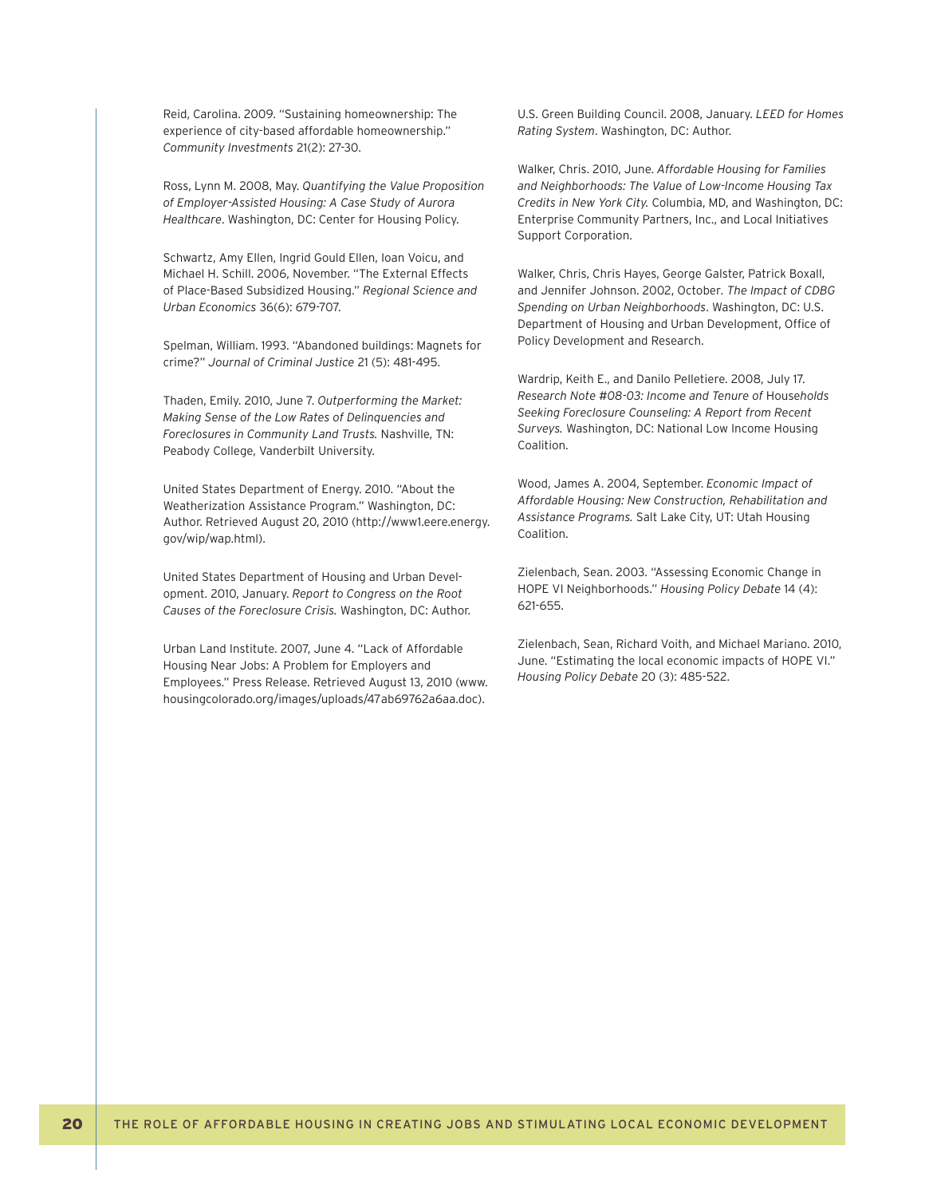Reid, Carolina. 2009. "Sustaining homeownership: The experience of city-based affordable homeownership." *Community Investments* 21(2): 27-30.

Ross, Lynn M. 2008, May. *Quantifying the Value Proposition of Employer-Assisted Housing: A Case Study of Aurora Healthcare*. Washington, DC: Center for Housing Policy.

Schwartz, Amy Ellen, Ingrid Gould Ellen, Ioan Voicu, and Michael H. Schill. 2006, November. "The External Effects of Place-Based Subsidized Housing." *Regional Science and Urban Economics* 36(6): 679-707.

Spelman, William. 1993. "Abandoned buildings: Magnets for crime?" *Journal of Criminal Justice* 21 (5): 481-495.

Thaden, Emily. 2010, June 7. *Outperforming the Market: Making Sense of the Low Rates of Delinquencies and Foreclosures in Community Land Trusts.* Nashville, TN: Peabody College, Vanderbilt University.

United States Department of Energy. 2010. "About the Weatherization Assistance Program." Washington, DC: Author. Retrieved August 20, 2010 (http://www1.eere.energy.gov/wip/wap.html).

United States Department of Housing and Urban Development. 2010, January. *Report to Congress on the Root Causes of the Foreclosure Crisis.* Washington, DC: Author.

Urban Land Institute. 2007, June 4. "Lack of Affordable Housing Near Jobs: A Problem for Employers and Employees." Press Release. Retrieved August 13, 2010 (www.housingcolorado.org/images/uploads/47ab69762a6aa.doc).

U.S. Green Building Council. 2008, January. *LEED for Homes Rating System*. Washington, DC: Author.

Walker, Chris. 2010, June. *Affordable Housing for Families and Neighborhoods: The Value of Low-Income Housing Tax Credits in New York City.* Columbia, MD, and Washington, DC: Enterprise Community Partners, Inc., and Local Initiatives Support Corporation.

Walker, Chris, Chris Hayes, George Galster, Patrick Boxall, and Jennifer Johnson. 2002, October. *The Impact of CDBG Spending on Urban Neighborhoods*. Washington, DC: U.S. Department of Housing and Urban Development, Office of Policy Development and Research.

Wardrip, Keith E., and Danilo Pelletiere. 2008, July 17. *Research Note #08-03: Income and Tenure of Households Seeking Foreclosure Counseling: A Report from Recent Surveys.* Washington, DC: National Low Income Housing Coalition.

Wood, James A. 2004, September. *Economic Impact of Affordable Housing: New Construction, Rehabilitation and Assistance Programs.* Salt Lake City, UT: Utah Housing Coalition.

Zielenbach, Sean. 2003. "Assessing Economic Change in HOPE VI Neighborhoods." *Housing Policy Debate* 14 (4): 621-655.

Zielenbach, Sean, Richard Voith, and Michael Mariano. 2010, June. "Estimating the local economic impacts of HOPE VI." *Housing Policy Debate* 20 (3): 485-522.